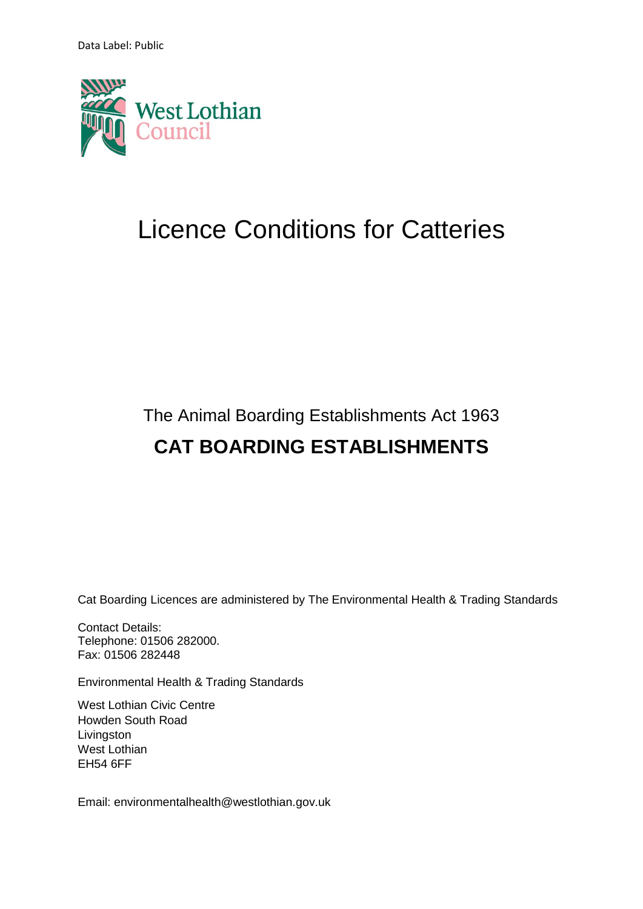Data Label: Public

West Lothian Council

# Licence Conditions for Catteries

The Animal Boarding Establishments Act 1963

## CAT BOARDING ESTABLISHMENTS

Cat Boarding Licences are administered by The Environmental Health & Trading Standards

Contact Details:
Telephone: 01506 282000.
Fax: 01506 282448

Environmental Health & Trading Standards

West Lothian Civic Centre
Howden South Road
Livingston
West Lothian
EH54 6FF

Email: environmentalhealth@westlothian.gov.uk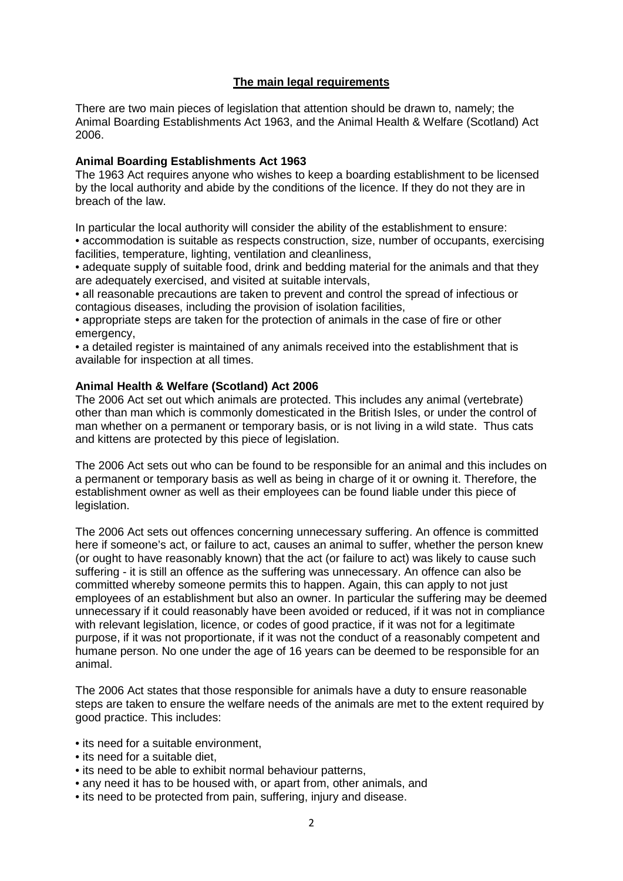## The main legal requirements

There are two main pieces of legislation that attention should be drawn to, namely; the Animal Boarding Establishments Act 1963, and the Animal Health & Welfare (Scotland) Act 2006.

### Animal Boarding Establishments Act 1963

The 1963 Act requires anyone who wishes to keep a boarding establishment to be licensed by the local authority and abide by the conditions of the licence. If they do not they are in breach of the law.

In particular the local authority will consider the ability of the establishment to ensure:

- accommodation is suitable as respects construction, size, number of occupants, exercising facilities, temperature, lighting, ventilation and cleanliness,
- adequate supply of suitable food, drink and bedding material for the animals and that they are adequately exercised, and visited at suitable intervals,
- all reasonable precautions are taken to prevent and control the spread of infectious or contagious diseases, including the provision of isolation facilities,
- appropriate steps are taken for the protection of animals in the case of fire or other emergency,
- a detailed register is maintained of any animals received into the establishment that is available for inspection at all times.

### Animal Health & Welfare (Scotland) Act 2006

The 2006 Act set out which animals are protected. This includes any animal (vertebrate) other than man which is commonly domesticated in the British Isles, or under the control of man whether on a permanent or temporary basis, or is not living in a wild state. Thus cats and kittens are protected by this piece of legislation.

The 2006 Act sets out who can be found to be responsible for an animal and this includes on a permanent or temporary basis as well as being in charge of it or owning it. Therefore, the establishment owner as well as their employees can be found liable under this piece of legislation.

The 2006 Act sets out offences concerning unnecessary suffering. An offence is committed here if someone's act, or failure to act, causes an animal to suffer, whether the person knew (or ought to have reasonably known) that the act (or failure to act) was likely to cause such suffering - it is still an offence as the suffering was unnecessary. An offence can also be committed whereby someone permits this to happen. Again, this can apply to not just employees of an establishment but also an owner. In particular the suffering may be deemed unnecessary if it could reasonably have been avoided or reduced, if it was not in compliance with relevant legislation, licence, or codes of good practice, if it was not for a legitimate purpose, if it was not proportionate, if it was not the conduct of a reasonably competent and humane person. No one under the age of 16 years can be deemed to be responsible for an animal.

The 2006 Act states that those responsible for animals have a duty to ensure reasonable steps are taken to ensure the welfare needs of the animals are met to the extent required by good practice. This includes:

- its need for a suitable environment,
- its need for a suitable diet,
- its need to be able to exhibit normal behaviour patterns,
- any need it has to be housed with, or apart from, other animals, and
- its need to be protected from pain, suffering, injury and disease.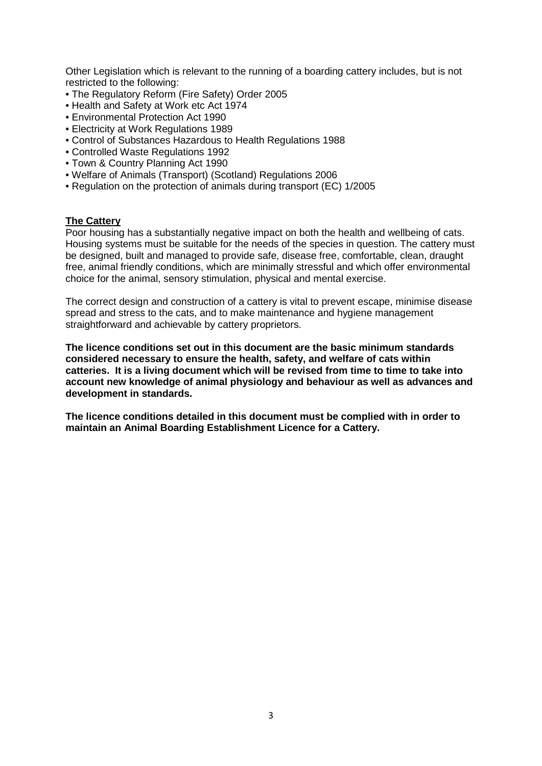Other Legislation which is relevant to the running of a boarding cattery includes, but is not restricted to the following:

- The Regulatory Reform (Fire Safety) Order 2005
- Health and Safety at Work etc Act 1974
- Environmental Protection Act 1990
- Electricity at Work Regulations 1989
- Control of Substances Hazardous to Health Regulations 1988
- Controlled Waste Regulations 1992
- Town & Country Planning Act 1990
- Welfare of Animals (Transport) (Scotland) Regulations 2006
- Regulation on the protection of animals during transport (EC) 1/2005

## The Cattery

Poor housing has a substantially negative impact on both the health and wellbeing of cats. Housing systems must be suitable for the needs of the species in question. The cattery must be designed, built and managed to provide safe, disease free, comfortable, clean, draught free, animal friendly conditions, which are minimally stressful and which offer environmental choice for the animal, sensory stimulation, physical and mental exercise.

The correct design and construction of a cattery is vital to prevent escape, minimise disease spread and stress to the cats, and to make maintenance and hygiene management straightforward and achievable by cattery proprietors.

**The licence conditions set out in this document are the basic minimum standards considered necessary to ensure the health, safety, and welfare of cats within catteries. It is a living document which will be revised from time to time to take into account new knowledge of animal physiology and behaviour as well as advances and development in standards.**

**The licence conditions detailed in this document must be complied with in order to maintain an Animal Boarding Establishment Licence for a Cattery.**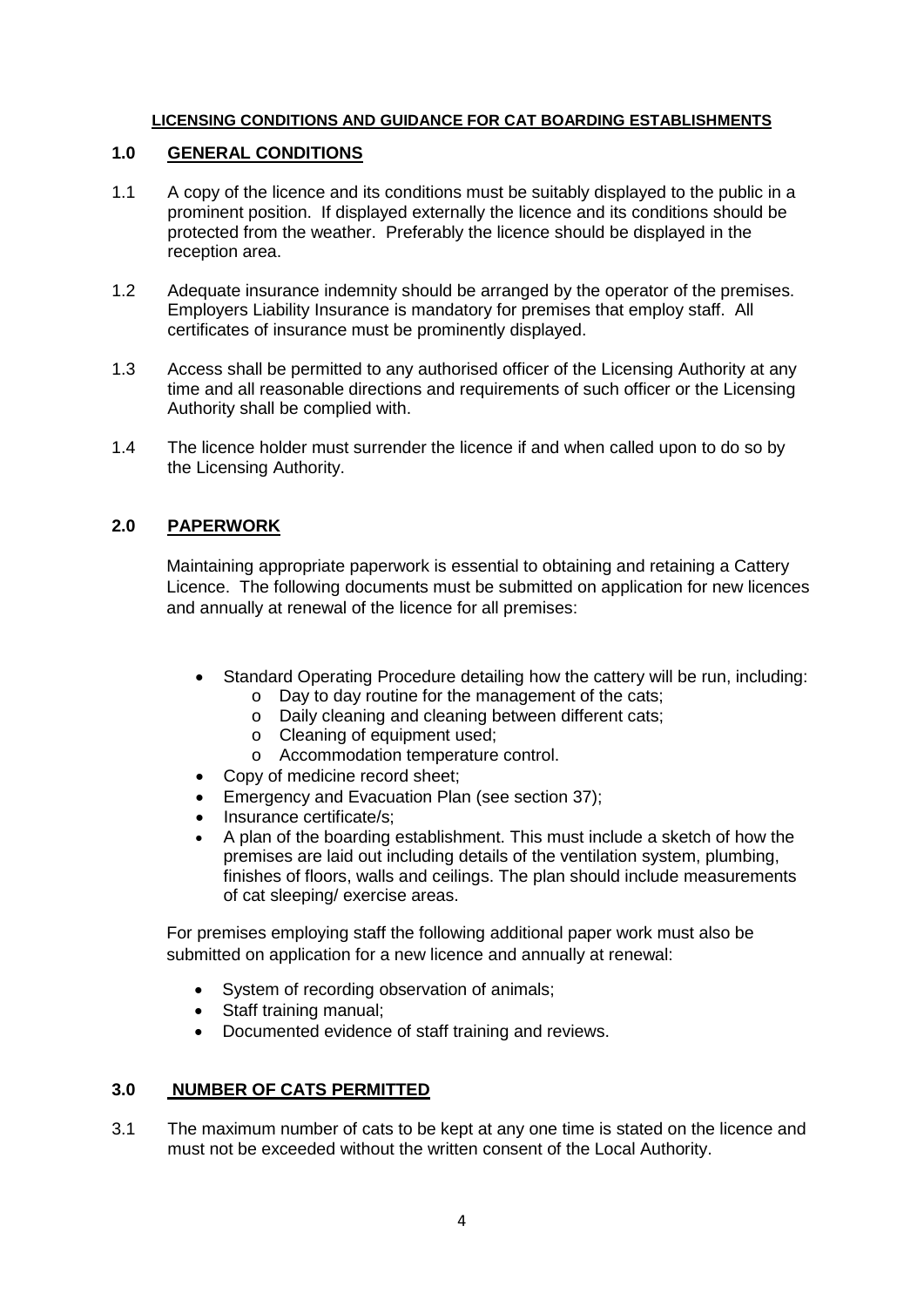**LICENSING CONDITIONS AND GUIDANCE FOR CAT BOARDING ESTABLISHMENTS**

## 1.0 GENERAL CONDITIONS

1.1 A copy of the licence and its conditions must be suitably displayed to the public in a prominent position. If displayed externally the licence and its conditions should be protected from the weather. Preferably the licence should be displayed in the reception area.

1.2 Adequate insurance indemnity should be arranged by the operator of the premises. Employers Liability Insurance is mandatory for premises that employ staff. All certificates of insurance must be prominently displayed.

1.3 Access shall be permitted to any authorised officer of the Licensing Authority at any time and all reasonable directions and requirements of such officer or the Licensing Authority shall be complied with.

1.4 The licence holder must surrender the licence if and when called upon to do so by the Licensing Authority.

## 2.0 PAPERWORK

Maintaining appropriate paperwork is essential to obtaining and retaining a Cattery Licence. The following documents must be submitted on application for new licences and annually at renewal of the licence for all premises:

- Standard Operating Procedure detailing how the cattery will be run, including:
  - Day to day routine for the management of the cats;
  - Daily cleaning and cleaning between different cats;
  - Cleaning of equipment used;
  - Accommodation temperature control.
- Copy of medicine record sheet;
- Emergency and Evacuation Plan (see section 37);
- Insurance certificate/s;
- A plan of the boarding establishment. This must include a sketch of how the premises are laid out including details of the ventilation system, plumbing, finishes of floors, walls and ceilings. The plan should include measurements of cat sleeping/ exercise areas.

For premises employing staff the following additional paper work must also be submitted on application for a new licence and annually at renewal:

- System of recording observation of animals;
- Staff training manual;
- Documented evidence of staff training and reviews.

## 3.0 NUMBER OF CATS PERMITTED

3.1 The maximum number of cats to be kept at any one time is stated on the licence and must not be exceeded without the written consent of the Local Authority.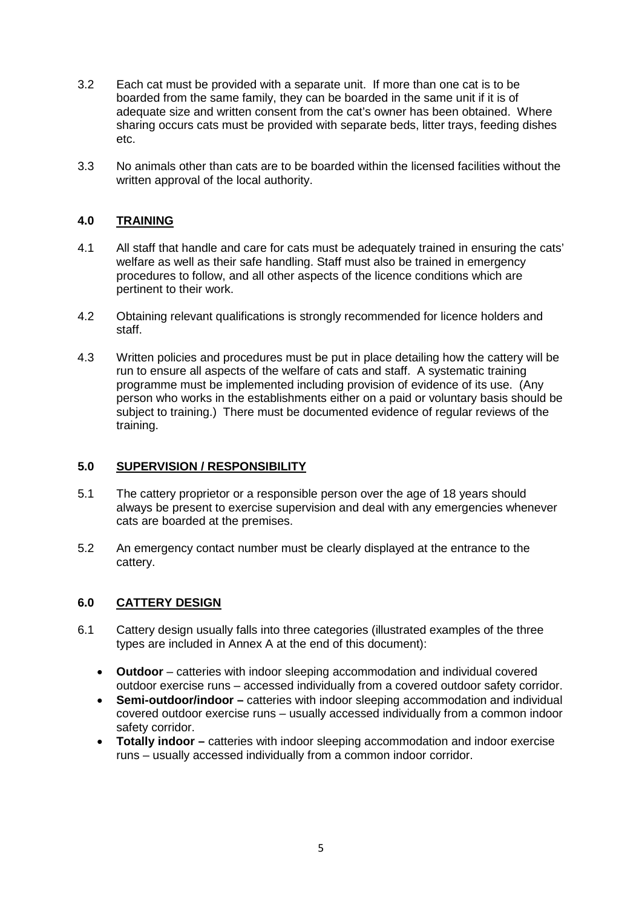3.2 Each cat must be provided with a separate unit. If more than one cat is to be boarded from the same family, they can be boarded in the same unit if it is of adequate size and written consent from the cat's owner has been obtained. Where sharing occurs cats must be provided with separate beds, litter trays, feeding dishes etc.

3.3 No animals other than cats are to be boarded within the licensed facilities without the written approval of the local authority.

## 4.0 TRAINING

4.1 All staff that handle and care for cats must be adequately trained in ensuring the cats' welfare as well as their safe handling. Staff must also be trained in emergency procedures to follow, and all other aspects of the licence conditions which are pertinent to their work.

4.2 Obtaining relevant qualifications is strongly recommended for licence holders and staff.

4.3 Written policies and procedures must be put in place detailing how the cattery will be run to ensure all aspects of the welfare of cats and staff. A systematic training programme must be implemented including provision of evidence of its use. (Any person who works in the establishments either on a paid or voluntary basis should be subject to training.) There must be documented evidence of regular reviews of the training.

## 5.0 SUPERVISION / RESPONSIBILITY

5.1 The cattery proprietor or a responsible person over the age of 18 years should always be present to exercise supervision and deal with any emergencies whenever cats are boarded at the premises.

5.2 An emergency contact number must be clearly displayed at the entrance to the cattery.

## 6.0 CATTERY DESIGN

6.1 Cattery design usually falls into three categories (illustrated examples of the three types are included in Annex A at the end of this document):

- **Outdoor** – catteries with indoor sleeping accommodation and individual covered outdoor exercise runs – accessed individually from a covered outdoor safety corridor.
- **Semi-outdoor/indoor –** catteries with indoor sleeping accommodation and individual covered outdoor exercise runs – usually accessed individually from a common indoor safety corridor.
- **Totally indoor –** catteries with indoor sleeping accommodation and indoor exercise runs – usually accessed individually from a common indoor corridor.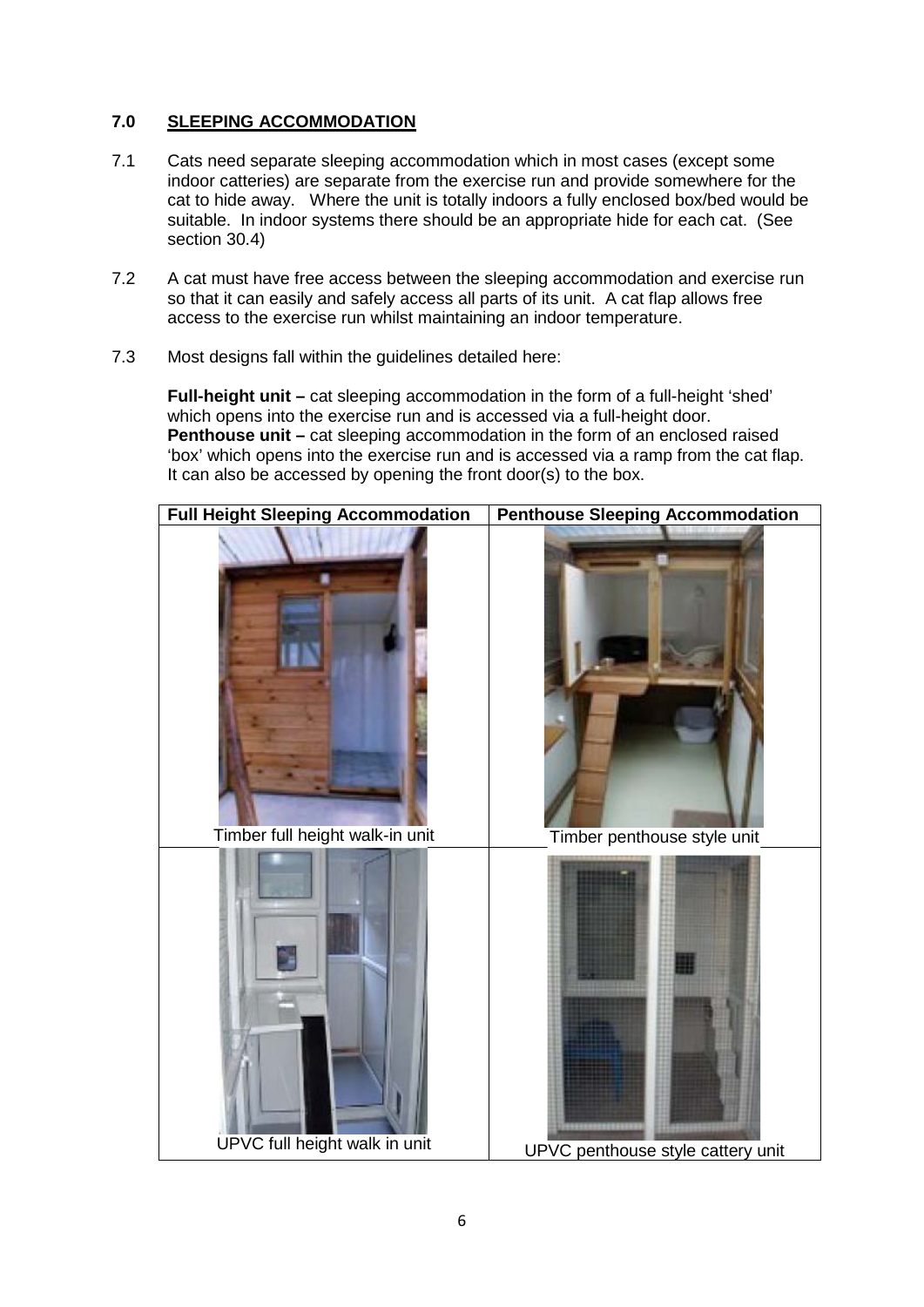## 7.0 SLEEPING ACCOMMODATION

7.1 Cats need separate sleeping accommodation which in most cases (except some indoor catteries) are separate from the exercise run and provide somewhere for the cat to hide away. Where the unit is totally indoors a fully enclosed box/bed would be suitable. In indoor systems there should be an appropriate hide for each cat. (See section 30.4)

7.2 A cat must have free access between the sleeping accommodation and exercise run so that it can easily and safely access all parts of its unit. A cat flap allows free access to the exercise run whilst maintaining an indoor temperature.

7.3 Most designs fall within the guidelines detailed here:

**Full-height unit –** cat sleeping accommodation in the form of a full-height 'shed' which opens into the exercise run and is accessed via a full-height door.
**Penthouse unit –** cat sleeping accommodation in the form of an enclosed raised 'box' which opens into the exercise run and is accessed via a ramp from the cat flap. It can also be accessed by opening the front door(s) to the box.

| Full Height Sleeping Accommodation | Penthouse Sleeping Accommodation |
|---|---|
| Timber full height walk-in unit | Timber penthouse style unit |
| UPVC full height walk in unit | UPVC penthouse style cattery unit |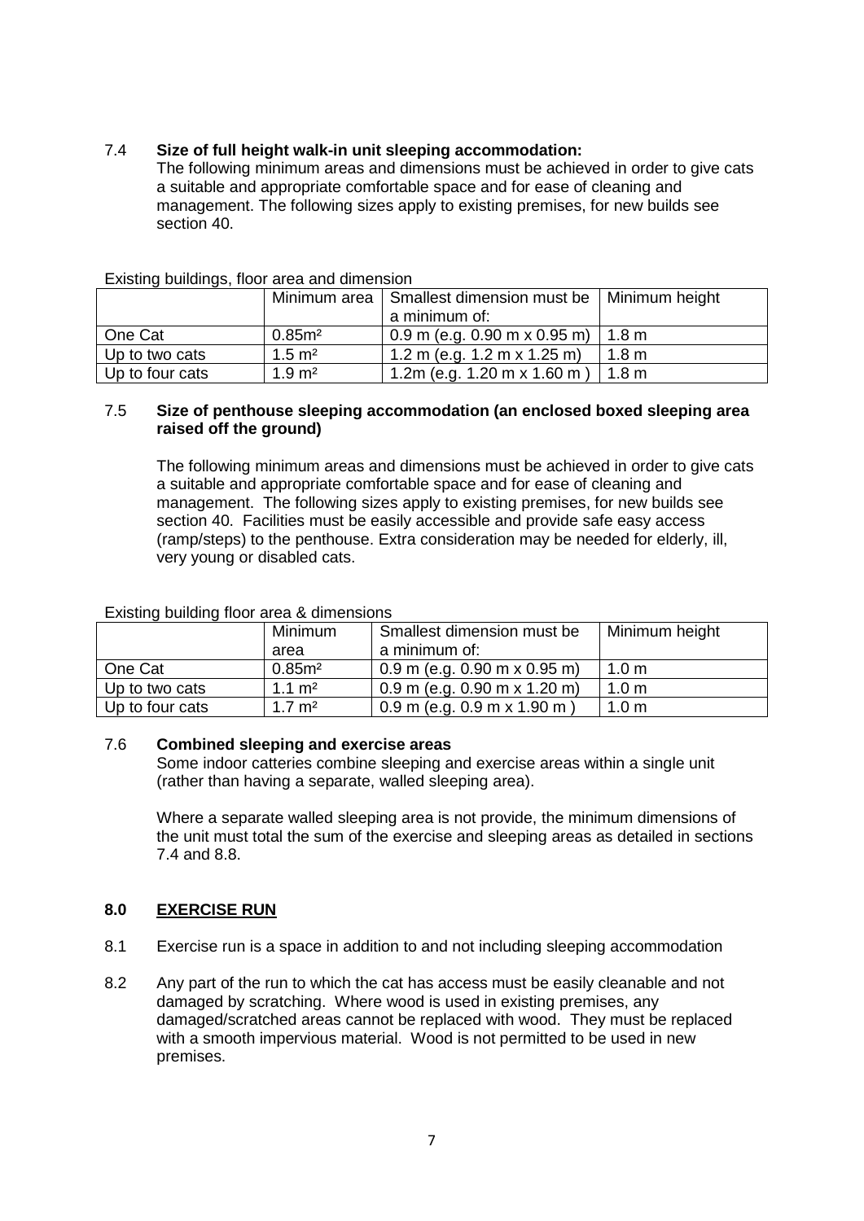### 7.4 **Size of full height walk-in unit sleeping accommodation:**

The following minimum areas and dimensions must be achieved in order to give cats a suitable and appropriate comfortable space and for ease of cleaning and management. The following sizes apply to existing premises, for new builds see section 40.

Existing buildings, floor area and dimension

| | Minimum area | Smallest dimension must be a minimum of: | Minimum height |
|---|---|---|---|
| One Cat | $0.85m^2$ | 0.9 m (e.g. 0.90 m x 0.95 m) | 1.8 m |
| Up to two cats | $1.5\ m^2$ | 1.2 m (e.g. 1.2 m x 1.25 m) | 1.8 m |
| Up to four cats | $1.9\ m^2$ | 1.2m (e.g. 1.20 m x 1.60 m ) | 1.8 m |

### 7.5 **Size of penthouse sleeping accommodation (an enclosed boxed sleeping area raised off the ground)**

The following minimum areas and dimensions must be achieved in order to give cats a suitable and appropriate comfortable space and for ease of cleaning and management. The following sizes apply to existing premises, for new builds see section 40. Facilities must be easily accessible and provide safe easy access (ramp/steps) to the penthouse. Extra consideration may be needed for elderly, ill, very young or disabled cats.

Existing building floor area & dimensions

| | Minimum area | Smallest dimension must be a minimum of: | Minimum height |
|---|---|---|---|
| One Cat | $0.85m^2$ | 0.9 m (e.g. 0.90 m x 0.95 m) | 1.0 m |
| Up to two cats | $1.1\ m^2$ | 0.9 m (e.g. 0.90 m x 1.20 m) | 1.0 m |
| Up to four cats | $1.7\ m^2$ | 0.9 m (e.g. 0.9 m x 1.90 m ) | 1.0 m |

### 7.6 **Combined sleeping and exercise areas**

Some indoor catteries combine sleeping and exercise areas within a single unit (rather than having a separate, walled sleeping area).

Where a separate walled sleeping area is not provide, the minimum dimensions of the unit must total the sum of the exercise and sleeping areas as detailed in sections 7.4 and 8.8.

## 8.0 EXERCISE RUN

8.1 Exercise run is a space in addition to and not including sleeping accommodation

8.2 Any part of the run to which the cat has access must be easily cleanable and not damaged by scratching. Where wood is used in existing premises, any damaged/scratched areas cannot be replaced with wood. They must be replaced with a smooth impervious material. Wood is not permitted to be used in new premises.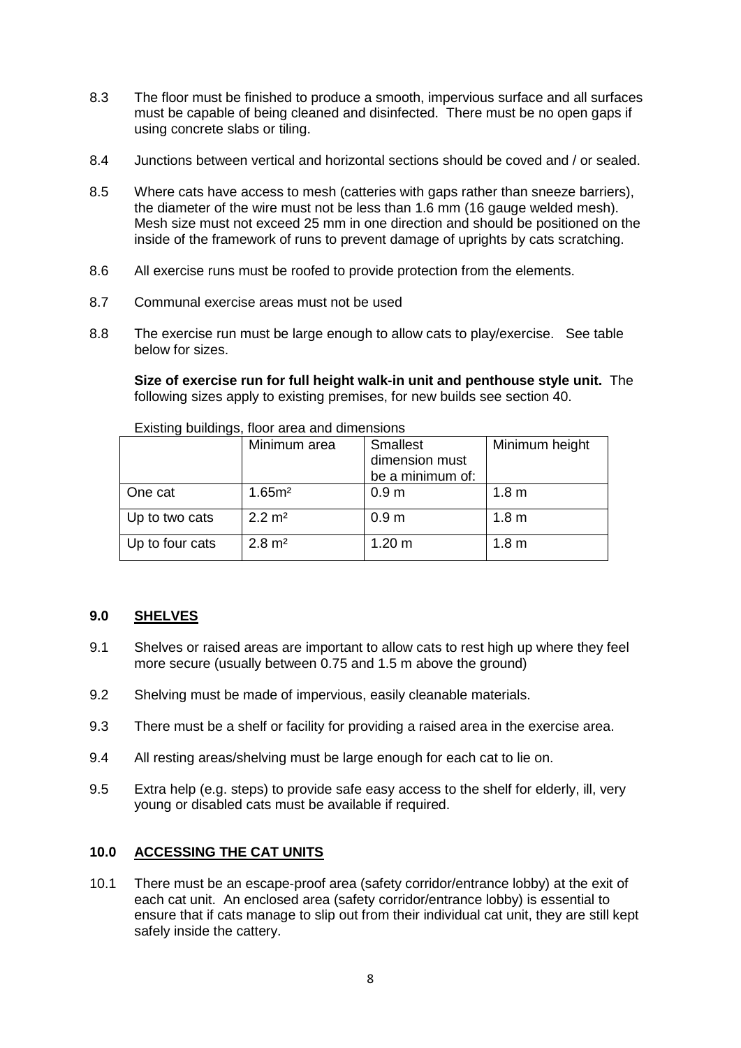8.3 The floor must be finished to produce a smooth, impervious surface and all surfaces must be capable of being cleaned and disinfected. There must be no open gaps if using concrete slabs or tiling.

8.4 Junctions between vertical and horizontal sections should be coved and / or sealed.

8.5 Where cats have access to mesh (catteries with gaps rather than sneeze barriers), the diameter of the wire must not be less than 1.6 mm (16 gauge welded mesh). Mesh size must not exceed 25 mm in one direction and should be positioned on the inside of the framework of runs to prevent damage of uprights by cats scratching.

8.6 All exercise runs must be roofed to provide protection from the elements.

8.7 Communal exercise areas must not be used

8.8 The exercise run must be large enough to allow cats to play/exercise. See table below for sizes.

**Size of exercise run for full height walk-in unit and penthouse style unit.** The following sizes apply to existing premises, for new builds see section 40.

Existing buildings, floor area and dimensions

| | Minimum area | Smallest dimension must be a minimum of: | Minimum height |
|---|---|---|---|
| One cat | $1.65m^2$ | 0.9 m | 1.8 m |
| Up to two cats | $2.2\ m^2$ | 0.9 m | 1.8 m |
| Up to four cats | $2.8\ m^2$ | 1.20 m | 1.8 m |

## 9.0 SHELVES

9.1 Shelves or raised areas are important to allow cats to rest high up where they feel more secure (usually between 0.75 and 1.5 m above the ground)

9.2 Shelving must be made of impervious, easily cleanable materials.

9.3 There must be a shelf or facility for providing a raised area in the exercise area.

9.4 All resting areas/shelving must be large enough for each cat to lie on.

9.5 Extra help (e.g. steps) to provide safe easy access to the shelf for elderly, ill, very young or disabled cats must be available if required.

## 10.0 ACCESSING THE CAT UNITS

10.1 There must be an escape-proof area (safety corridor/entrance lobby) at the exit of each cat unit. An enclosed area (safety corridor/entrance lobby) is essential to ensure that if cats manage to slip out from their individual cat unit, they are still kept safely inside the cattery.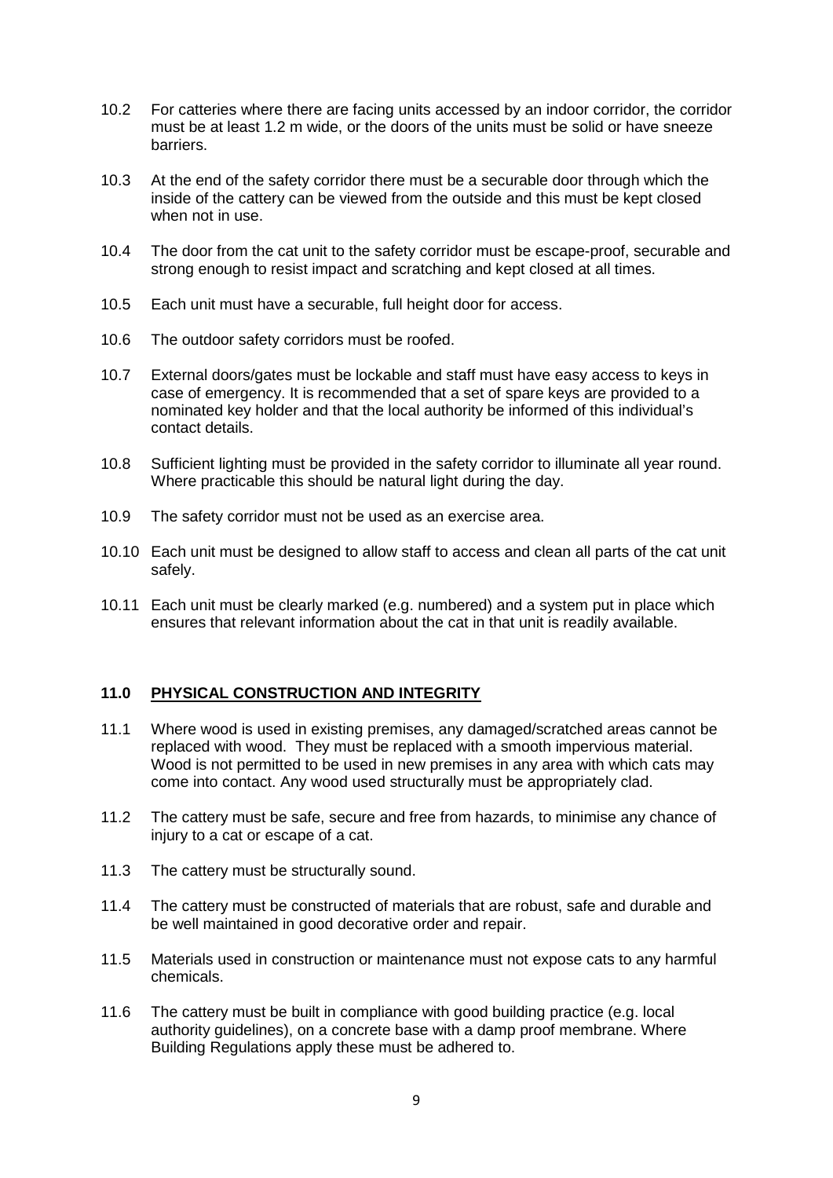10.2 For catteries where there are facing units accessed by an indoor corridor, the corridor must be at least 1.2 m wide, or the doors of the units must be solid or have sneeze barriers.

10.3 At the end of the safety corridor there must be a securable door through which the inside of the cattery can be viewed from the outside and this must be kept closed when not in use.

10.4 The door from the cat unit to the safety corridor must be escape-proof, securable and strong enough to resist impact and scratching and kept closed at all times.

10.5 Each unit must have a securable, full height door for access.

10.6 The outdoor safety corridors must be roofed.

10.7 External doors/gates must be lockable and staff must have easy access to keys in case of emergency. It is recommended that a set of spare keys are provided to a nominated key holder and that the local authority be informed of this individual's contact details.

10.8 Sufficient lighting must be provided in the safety corridor to illuminate all year round. Where practicable this should be natural light during the day.

10.9 The safety corridor must not be used as an exercise area.

10.10 Each unit must be designed to allow staff to access and clean all parts of the cat unit safely.

10.11 Each unit must be clearly marked (e.g. numbered) and a system put in place which ensures that relevant information about the cat in that unit is readily available.

## 11.0 PHYSICAL CONSTRUCTION AND INTEGRITY

11.1 Where wood is used in existing premises, any damaged/scratched areas cannot be replaced with wood. They must be replaced with a smooth impervious material. Wood is not permitted to be used in new premises in any area with which cats may come into contact. Any wood used structurally must be appropriately clad.

11.2 The cattery must be safe, secure and free from hazards, to minimise any chance of injury to a cat or escape of a cat.

11.3 The cattery must be structurally sound.

11.4 The cattery must be constructed of materials that are robust, safe and durable and be well maintained in good decorative order and repair.

11.5 Materials used in construction or maintenance must not expose cats to any harmful chemicals.

11.6 The cattery must be built in compliance with good building practice (e.g. local authority guidelines), on a concrete base with a damp proof membrane. Where Building Regulations apply these must be adhered to.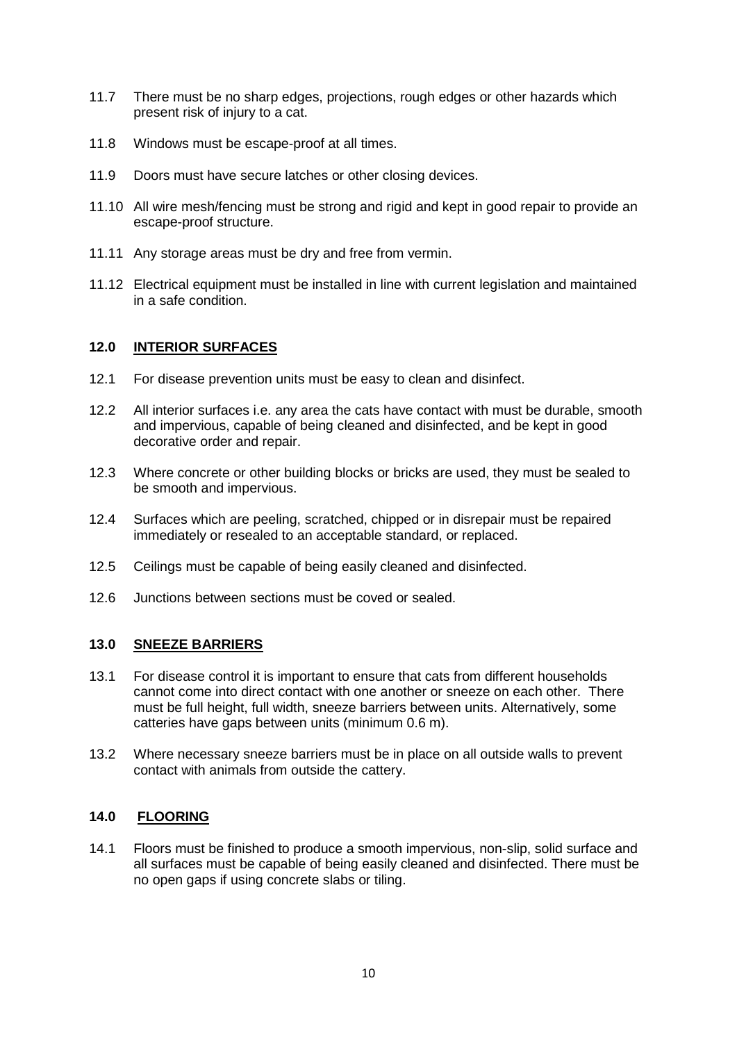11.7 There must be no sharp edges, projections, rough edges or other hazards which present risk of injury to a cat.

11.8 Windows must be escape-proof at all times.

11.9 Doors must have secure latches or other closing devices.

11.10 All wire mesh/fencing must be strong and rigid and kept in good repair to provide an escape-proof structure.

11.11 Any storage areas must be dry and free from vermin.

11.12 Electrical equipment must be installed in line with current legislation and maintained in a safe condition.

## 12.0 INTERIOR SURFACES

12.1 For disease prevention units must be easy to clean and disinfect.

12.2 All interior surfaces i.e. any area the cats have contact with must be durable, smooth and impervious, capable of being cleaned and disinfected, and be kept in good decorative order and repair.

12.3 Where concrete or other building blocks or bricks are used, they must be sealed to be smooth and impervious.

12.4 Surfaces which are peeling, scratched, chipped or in disrepair must be repaired immediately or resealed to an acceptable standard, or replaced.

12.5 Ceilings must be capable of being easily cleaned and disinfected.

12.6 Junctions between sections must be coved or sealed.

## 13.0 SNEEZE BARRIERS

13.1 For disease control it is important to ensure that cats from different households cannot come into direct contact with one another or sneeze on each other. There must be full height, full width, sneeze barriers between units. Alternatively, some catteries have gaps between units (minimum 0.6 m).

13.2 Where necessary sneeze barriers must be in place on all outside walls to prevent contact with animals from outside the cattery.

## 14.0 FLOORING

14.1 Floors must be finished to produce a smooth impervious, non-slip, solid surface and all surfaces must be capable of being easily cleaned and disinfected. There must be no open gaps if using concrete slabs or tiling.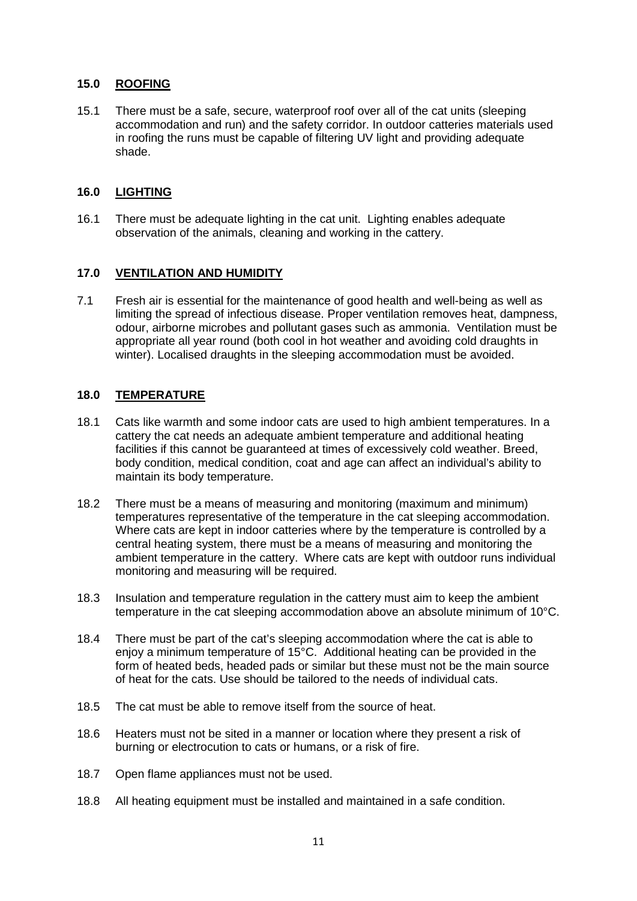## 15.0 ROOFING

15.1 There must be a safe, secure, waterproof roof over all of the cat units (sleeping accommodation and run) and the safety corridor. In outdoor catteries materials used in roofing the runs must be capable of filtering UV light and providing adequate shade.

## 16.0 LIGHTING

16.1 There must be adequate lighting in the cat unit. Lighting enables adequate observation of the animals, cleaning and working in the cattery.

## 17.0 VENTILATION AND HUMIDITY

7.1 Fresh air is essential for the maintenance of good health and well-being as well as limiting the spread of infectious disease. Proper ventilation removes heat, dampness, odour, airborne microbes and pollutant gases such as ammonia. Ventilation must be appropriate all year round (both cool in hot weather and avoiding cold draughts in winter). Localised draughts in the sleeping accommodation must be avoided.

## 18.0 TEMPERATURE

18.1 Cats like warmth and some indoor cats are used to high ambient temperatures. In a cattery the cat needs an adequate ambient temperature and additional heating facilities if this cannot be guaranteed at times of excessively cold weather. Breed, body condition, medical condition, coat and age can affect an individual's ability to maintain its body temperature.

18.2 There must be a means of measuring and monitoring (maximum and minimum) temperatures representative of the temperature in the cat sleeping accommodation. Where cats are kept in indoor catteries where by the temperature is controlled by a central heating system, there must be a means of measuring and monitoring the ambient temperature in the cattery. Where cats are kept with outdoor runs individual monitoring and measuring will be required.

18.3 Insulation and temperature regulation in the cattery must aim to keep the ambient temperature in the cat sleeping accommodation above an absolute minimum of 10°C.

18.4 There must be part of the cat's sleeping accommodation where the cat is able to enjoy a minimum temperature of 15°C. Additional heating can be provided in the form of heated beds, headed pads or similar but these must not be the main source of heat for the cats. Use should be tailored to the needs of individual cats.

18.5 The cat must be able to remove itself from the source of heat.

18.6 Heaters must not be sited in a manner or location where they present a risk of burning or electrocution to cats or humans, or a risk of fire.

18.7 Open flame appliances must not be used.

18.8 All heating equipment must be installed and maintained in a safe condition.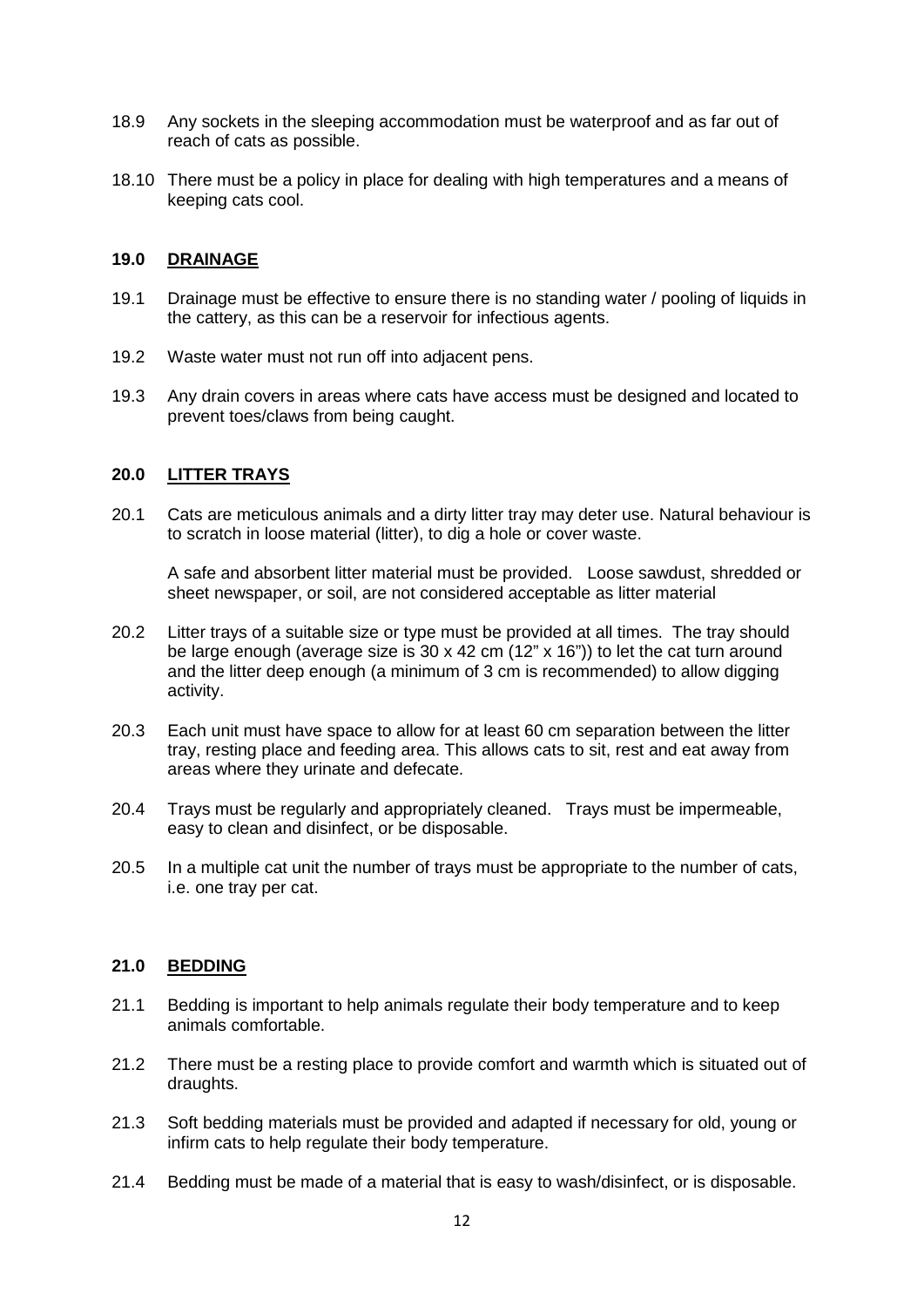18.9 Any sockets in the sleeping accommodation must be waterproof and as far out of reach of cats as possible.

18.10 There must be a policy in place for dealing with high temperatures and a means of keeping cats cool.

## 19.0 DRAINAGE

19.1 Drainage must be effective to ensure there is no standing water / pooling of liquids in the cattery, as this can be a reservoir for infectious agents.

19.2 Waste water must not run off into adjacent pens.

19.3 Any drain covers in areas where cats have access must be designed and located to prevent toes/claws from being caught.

## 20.0 LITTER TRAYS

20.1 Cats are meticulous animals and a dirty litter tray may deter use. Natural behaviour is to scratch in loose material (litter), to dig a hole or cover waste.

A safe and absorbent litter material must be provided. Loose sawdust, shredded or sheet newspaper, or soil, are not considered acceptable as litter material

20.2 Litter trays of a suitable size or type must be provided at all times. The tray should be large enough (average size is 30 x 42 cm (12" x 16")) to let the cat turn around and the litter deep enough (a minimum of 3 cm is recommended) to allow digging activity.

20.3 Each unit must have space to allow for at least 60 cm separation between the litter tray, resting place and feeding area. This allows cats to sit, rest and eat away from areas where they urinate and defecate.

20.4 Trays must be regularly and appropriately cleaned. Trays must be impermeable, easy to clean and disinfect, or be disposable.

20.5 In a multiple cat unit the number of trays must be appropriate to the number of cats, i.e. one tray per cat.

## 21.0 BEDDING

21.1 Bedding is important to help animals regulate their body temperature and to keep animals comfortable.

21.2 There must be a resting place to provide comfort and warmth which is situated out of draughts.

21.3 Soft bedding materials must be provided and adapted if necessary for old, young or infirm cats to help regulate their body temperature.

21.4 Bedding must be made of a material that is easy to wash/disinfect, or is disposable.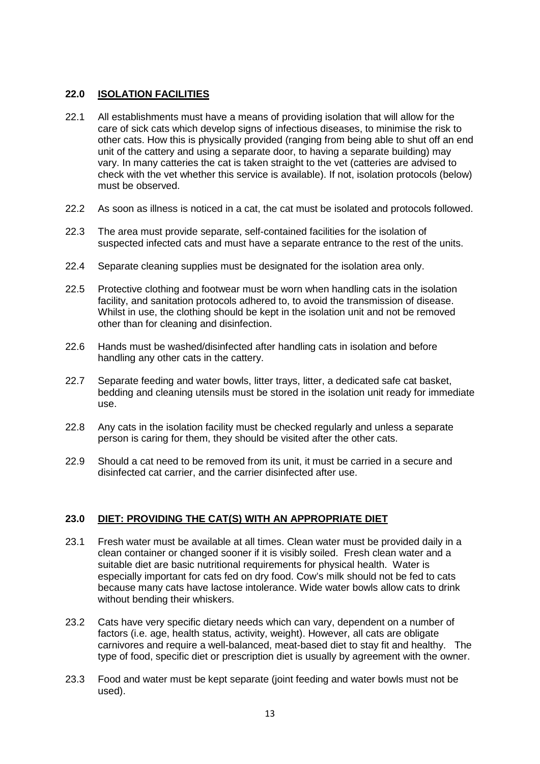## 22.0 ISOLATION FACILITIES

22.1 All establishments must have a means of providing isolation that will allow for the care of sick cats which develop signs of infectious diseases, to minimise the risk to other cats. How this is physically provided (ranging from being able to shut off an end unit of the cattery and using a separate door, to having a separate building) may vary. In many catteries the cat is taken straight to the vet (catteries are advised to check with the vet whether this service is available). If not, isolation protocols (below) must be observed.

22.2 As soon as illness is noticed in a cat, the cat must be isolated and protocols followed.

22.3 The area must provide separate, self-contained facilities for the isolation of suspected infected cats and must have a separate entrance to the rest of the units.

22.4 Separate cleaning supplies must be designated for the isolation area only.

22.5 Protective clothing and footwear must be worn when handling cats in the isolation facility, and sanitation protocols adhered to, to avoid the transmission of disease. Whilst in use, the clothing should be kept in the isolation unit and not be removed other than for cleaning and disinfection.

22.6 Hands must be washed/disinfected after handling cats in isolation and before handling any other cats in the cattery.

22.7 Separate feeding and water bowls, litter trays, litter, a dedicated safe cat basket, bedding and cleaning utensils must be stored in the isolation unit ready for immediate use.

22.8 Any cats in the isolation facility must be checked regularly and unless a separate person is caring for them, they should be visited after the other cats.

22.9 Should a cat need to be removed from its unit, it must be carried in a secure and disinfected cat carrier, and the carrier disinfected after use.

## 23.0 DIET: PROVIDING THE CAT(S) WITH AN APPROPRIATE DIET

23.1 Fresh water must be available at all times. Clean water must be provided daily in a clean container or changed sooner if it is visibly soiled. Fresh clean water and a suitable diet are basic nutritional requirements for physical health. Water is especially important for cats fed on dry food. Cow's milk should not be fed to cats because many cats have lactose intolerance. Wide water bowls allow cats to drink without bending their whiskers.

23.2 Cats have very specific dietary needs which can vary, dependent on a number of factors (i.e. age, health status, activity, weight). However, all cats are obligate carnivores and require a well-balanced, meat-based diet to stay fit and healthy. The type of food, specific diet or prescription diet is usually by agreement with the owner.

23.3 Food and water must be kept separate (joint feeding and water bowls must not be used).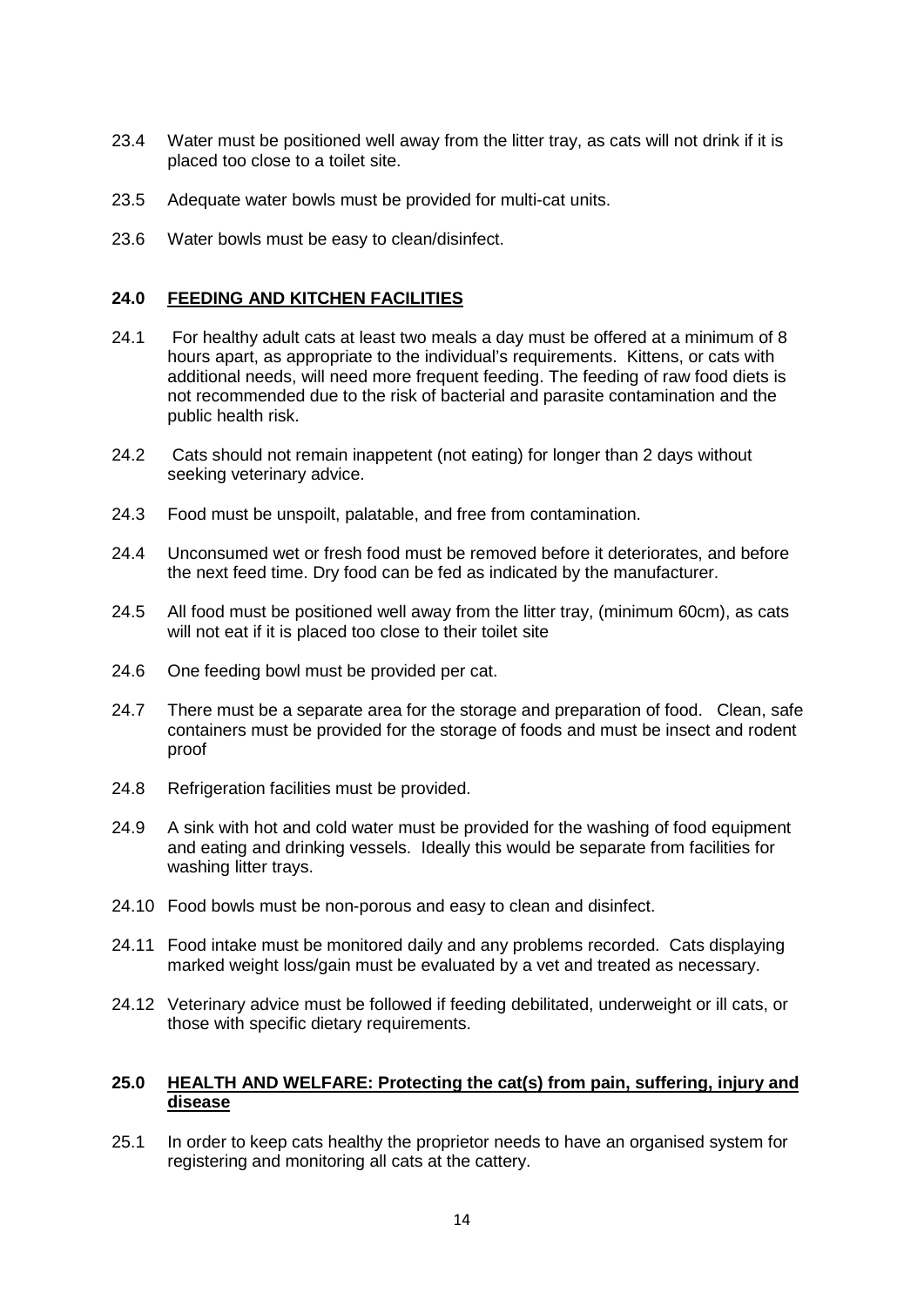23.4 Water must be positioned well away from the litter tray, as cats will not drink if it is placed too close to a toilet site.

23.5 Adequate water bowls must be provided for multi-cat units.

23.6 Water bowls must be easy to clean/disinfect.

## 24.0 <u>FEEDING AND KITCHEN FACILITIES</u>

24.1 For healthy adult cats at least two meals a day must be offered at a minimum of 8 hours apart, as appropriate to the individual's requirements. Kittens, or cats with additional needs, will need more frequent feeding. The feeding of raw food diets is not recommended due to the risk of bacterial and parasite contamination and the public health risk.

24.2 Cats should not remain inappetent (not eating) for longer than 2 days without seeking veterinary advice.

24.3 Food must be unspoilt, palatable, and free from contamination.

24.4 Unconsumed wet or fresh food must be removed before it deteriorates, and before the next feed time. Dry food can be fed as indicated by the manufacturer.

24.5 All food must be positioned well away from the litter tray, (minimum 60cm), as cats will not eat if it is placed too close to their toilet site

24.6 One feeding bowl must be provided per cat.

24.7 There must be a separate area for the storage and preparation of food. Clean, safe containers must be provided for the storage of foods and must be insect and rodent proof

24.8 Refrigeration facilities must be provided.

24.9 A sink with hot and cold water must be provided for the washing of food equipment and eating and drinking vessels. Ideally this would be separate from facilities for washing litter trays.

24.10 Food bowls must be non-porous and easy to clean and disinfect.

24.11 Food intake must be monitored daily and any problems recorded. Cats displaying marked weight loss/gain must be evaluated by a vet and treated as necessary.

24.12 Veterinary advice must be followed if feeding debilitated, underweight or ill cats, or those with specific dietary requirements.

## 25.0 <u>HEALTH AND WELFARE: Protecting the cat(s) from pain, suffering, injury and disease</u>

25.1 In order to keep cats healthy the proprietor needs to have an organised system for registering and monitoring all cats at the cattery.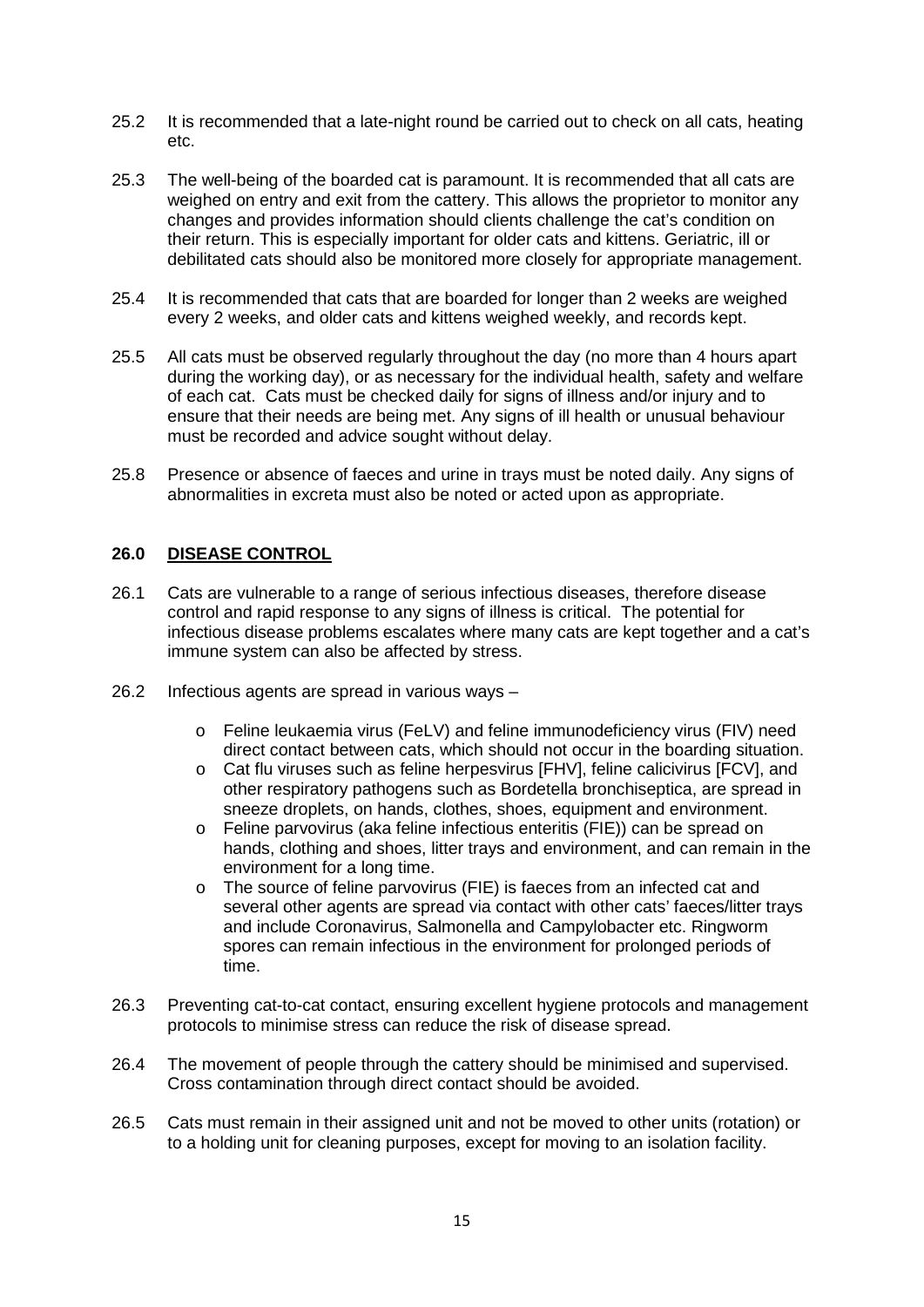25.2 It is recommended that a late-night round be carried out to check on all cats, heating etc.

25.3 The well-being of the boarded cat is paramount. It is recommended that all cats are weighed on entry and exit from the cattery. This allows the proprietor to monitor any changes and provides information should clients challenge the cat's condition on their return. This is especially important for older cats and kittens. Geriatric, ill or debilitated cats should also be monitored more closely for appropriate management.

25.4 It is recommended that cats that are boarded for longer than 2 weeks are weighed every 2 weeks, and older cats and kittens weighed weekly, and records kept.

25.5 All cats must be observed regularly throughout the day (no more than 4 hours apart during the working day), or as necessary for the individual health, safety and welfare of each cat. Cats must be checked daily for signs of illness and/or injury and to ensure that their needs are being met. Any signs of ill health or unusual behaviour must be recorded and advice sought without delay.

25.8 Presence or absence of faeces and urine in trays must be noted daily. Any signs of abnormalities in excreta must also be noted or acted upon as appropriate.

## 26.0 <u>DISEASE CONTROL</u>

26.1 Cats are vulnerable to a range of serious infectious diseases, therefore disease control and rapid response to any signs of illness is critical. The potential for infectious disease problems escalates where many cats are kept together and a cat's immune system can also be affected by stress.

26.2 Infectious agents are spread in various ways –

- Feline leukaemia virus (FeLV) and feline immunodeficiency virus (FIV) need direct contact between cats, which should not occur in the boarding situation.
- Cat flu viruses such as feline herpesvirus [FHV], feline calicivirus [FCV], and other respiratory pathogens such as Bordetella bronchiseptica, are spread in sneeze droplets, on hands, clothes, shoes, equipment and environment.
- Feline parvovirus (aka feline infectious enteritis (FIE)) can be spread on hands, clothing and shoes, litter trays and environment, and can remain in the environment for a long time.
- The source of feline parvovirus (FIE) is faeces from an infected cat and several other agents are spread via contact with other cats' faeces/litter trays and include Coronavirus, Salmonella and Campylobacter etc. Ringworm spores can remain infectious in the environment for prolonged periods of time.

26.3 Preventing cat-to-cat contact, ensuring excellent hygiene protocols and management protocols to minimise stress can reduce the risk of disease spread.

26.4 The movement of people through the cattery should be minimised and supervised. Cross contamination through direct contact should be avoided.

26.5 Cats must remain in their assigned unit and not be moved to other units (rotation) or to a holding unit for cleaning purposes, except for moving to an isolation facility.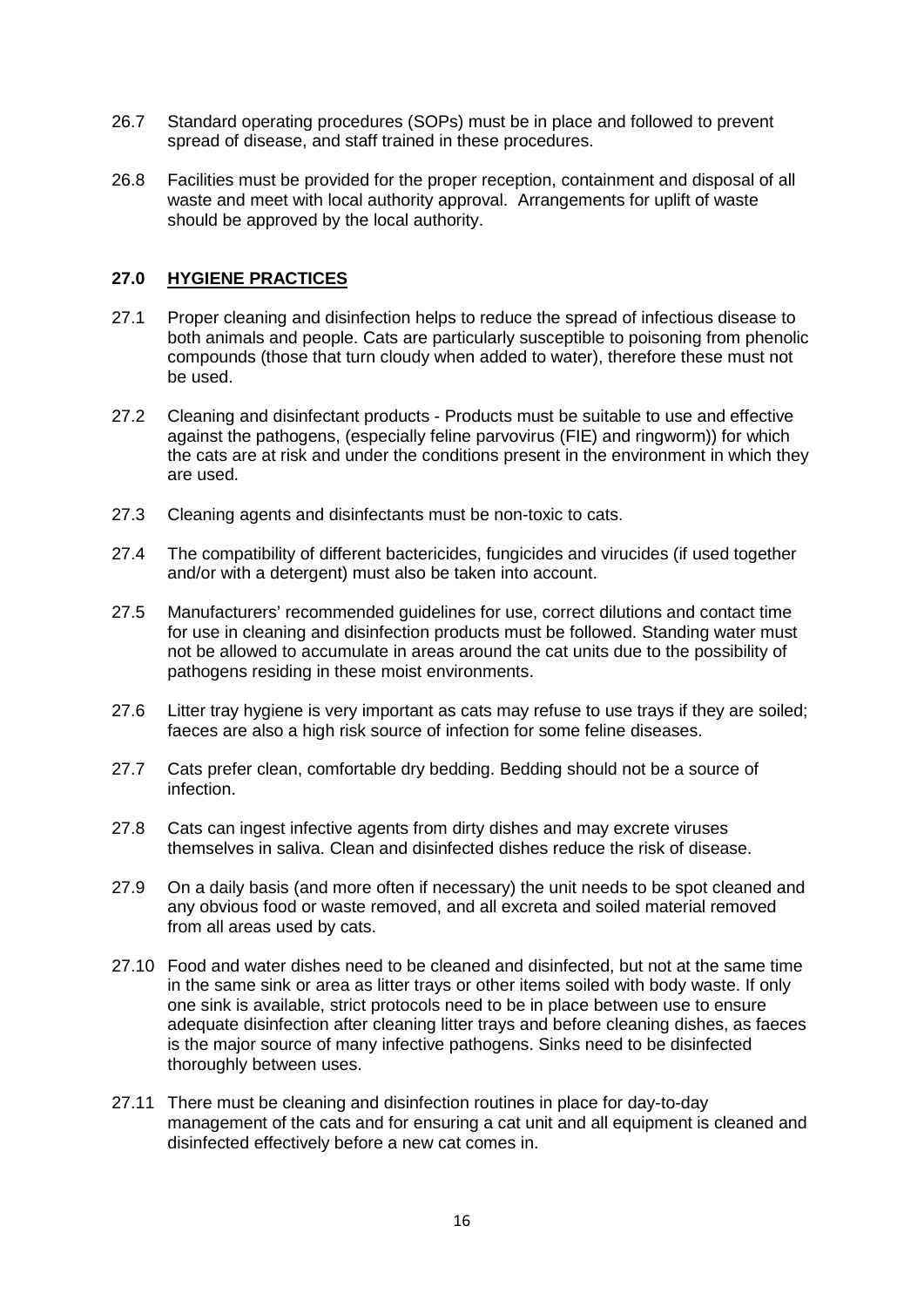26.7 Standard operating procedures (SOPs) must be in place and followed to prevent spread of disease, and staff trained in these procedures.

26.8 Facilities must be provided for the proper reception, containment and disposal of all waste and meet with local authority approval. Arrangements for uplift of waste should be approved by the local authority.

## 27.0 HYGIENE PRACTICES

27.1 Proper cleaning and disinfection helps to reduce the spread of infectious disease to both animals and people. Cats are particularly susceptible to poisoning from phenolic compounds (those that turn cloudy when added to water), therefore these must not be used.

27.2 Cleaning and disinfectant products - Products must be suitable to use and effective against the pathogens, (especially feline parvovirus (FIE) and ringworm)) for which the cats are at risk and under the conditions present in the environment in which they are used.

27.3 Cleaning agents and disinfectants must be non-toxic to cats.

27.4 The compatibility of different bactericides, fungicides and virucides (if used together and/or with a detergent) must also be taken into account.

27.5 Manufacturers' recommended guidelines for use, correct dilutions and contact time for use in cleaning and disinfection products must be followed. Standing water must not be allowed to accumulate in areas around the cat units due to the possibility of pathogens residing in these moist environments.

27.6 Litter tray hygiene is very important as cats may refuse to use trays if they are soiled; faeces are also a high risk source of infection for some feline diseases.

27.7 Cats prefer clean, comfortable dry bedding. Bedding should not be a source of infection.

27.8 Cats can ingest infective agents from dirty dishes and may excrete viruses themselves in saliva. Clean and disinfected dishes reduce the risk of disease.

27.9 On a daily basis (and more often if necessary) the unit needs to be spot cleaned and any obvious food or waste removed, and all excreta and soiled material removed from all areas used by cats.

27.10 Food and water dishes need to be cleaned and disinfected, but not at the same time in the same sink or area as litter trays or other items soiled with body waste. If only one sink is available, strict protocols need to be in place between use to ensure adequate disinfection after cleaning litter trays and before cleaning dishes, as faeces is the major source of many infective pathogens. Sinks need to be disinfected thoroughly between uses.

27.11 There must be cleaning and disinfection routines in place for day-to-day management of the cats and for ensuring a cat unit and all equipment is cleaned and disinfected effectively before a new cat comes in.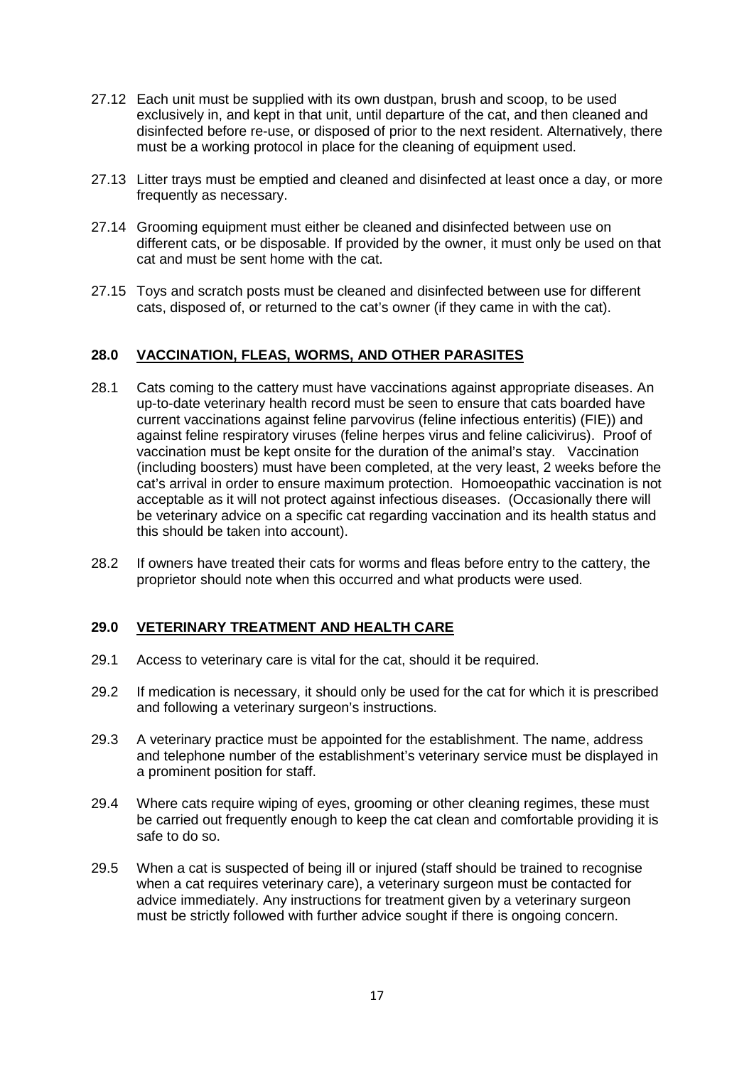27.12 Each unit must be supplied with its own dustpan, brush and scoop, to be used exclusively in, and kept in that unit, until departure of the cat, and then cleaned and disinfected before re-use, or disposed of prior to the next resident. Alternatively, there must be a working protocol in place for the cleaning of equipment used.

27.13 Litter trays must be emptied and cleaned and disinfected at least once a day, or more frequently as necessary.

27.14 Grooming equipment must either be cleaned and disinfected between use on different cats, or be disposable. If provided by the owner, it must only be used on that cat and must be sent home with the cat.

27.15 Toys and scratch posts must be cleaned and disinfected between use for different cats, disposed of, or returned to the cat's owner (if they came in with the cat).

## 28.0 VACCINATION, FLEAS, WORMS, AND OTHER PARASITES

28.1 Cats coming to the cattery must have vaccinations against appropriate diseases. An up-to-date veterinary health record must be seen to ensure that cats boarded have current vaccinations against feline parvovirus (feline infectious enteritis) (FIE)) and against feline respiratory viruses (feline herpes virus and feline calicivirus). Proof of vaccination must be kept onsite for the duration of the animal's stay. Vaccination (including boosters) must have been completed, at the very least, 2 weeks before the cat's arrival in order to ensure maximum protection. Homoeopathic vaccination is not acceptable as it will not protect against infectious diseases. (Occasionally there will be veterinary advice on a specific cat regarding vaccination and its health status and this should be taken into account).

28.2 If owners have treated their cats for worms and fleas before entry to the cattery, the proprietor should note when this occurred and what products were used.

## 29.0 VETERINARY TREATMENT AND HEALTH CARE

29.1 Access to veterinary care is vital for the cat, should it be required.

29.2 If medication is necessary, it should only be used for the cat for which it is prescribed and following a veterinary surgeon's instructions.

29.3 A veterinary practice must be appointed for the establishment. The name, address and telephone number of the establishment's veterinary service must be displayed in a prominent position for staff.

29.4 Where cats require wiping of eyes, grooming or other cleaning regimes, these must be carried out frequently enough to keep the cat clean and comfortable providing it is safe to do so.

29.5 When a cat is suspected of being ill or injured (staff should be trained to recognise when a cat requires veterinary care), a veterinary surgeon must be contacted for advice immediately. Any instructions for treatment given by a veterinary surgeon must be strictly followed with further advice sought if there is ongoing concern.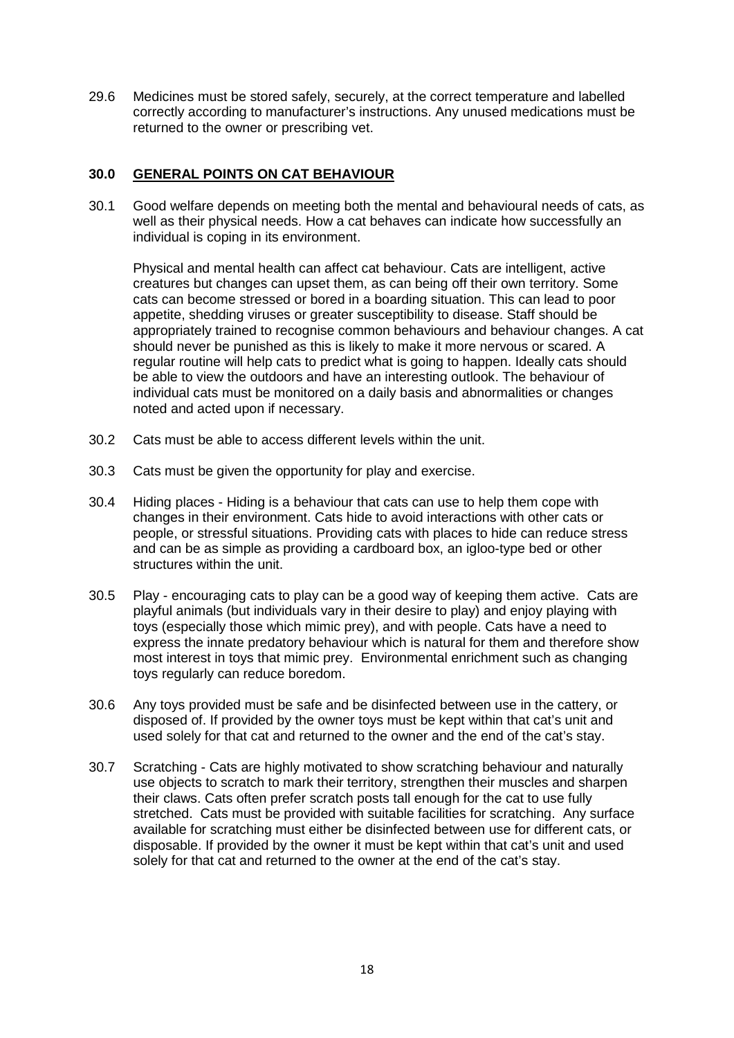29.6 Medicines must be stored safely, securely, at the correct temperature and labelled correctly according to manufacturer's instructions. Any unused medications must be returned to the owner or prescribing vet.

## 30.0 GENERAL POINTS ON CAT BEHAVIOUR

30.1 Good welfare depends on meeting both the mental and behavioural needs of cats, as well as their physical needs. How a cat behaves can indicate how successfully an individual is coping in its environment.

Physical and mental health can affect cat behaviour. Cats are intelligent, active creatures but changes can upset them, as can being off their own territory. Some cats can become stressed or bored in a boarding situation. This can lead to poor appetite, shedding viruses or greater susceptibility to disease. Staff should be appropriately trained to recognise common behaviours and behaviour changes. A cat should never be punished as this is likely to make it more nervous or scared. A regular routine will help cats to predict what is going to happen. Ideally cats should be able to view the outdoors and have an interesting outlook. The behaviour of individual cats must be monitored on a daily basis and abnormalities or changes noted and acted upon if necessary.

30.2 Cats must be able to access different levels within the unit.

30.3 Cats must be given the opportunity for play and exercise.

30.4 Hiding places - Hiding is a behaviour that cats can use to help them cope with changes in their environment. Cats hide to avoid interactions with other cats or people, or stressful situations. Providing cats with places to hide can reduce stress and can be as simple as providing a cardboard box, an igloo-type bed or other structures within the unit.

30.5 Play - encouraging cats to play can be a good way of keeping them active. Cats are playful animals (but individuals vary in their desire to play) and enjoy playing with toys (especially those which mimic prey), and with people. Cats have a need to express the innate predatory behaviour which is natural for them and therefore show most interest in toys that mimic prey. Environmental enrichment such as changing toys regularly can reduce boredom.

30.6 Any toys provided must be safe and be disinfected between use in the cattery, or disposed of. If provided by the owner toys must be kept within that cat's unit and used solely for that cat and returned to the owner and the end of the cat's stay.

30.7 Scratching - Cats are highly motivated to show scratching behaviour and naturally use objects to scratch to mark their territory, strengthen their muscles and sharpen their claws. Cats often prefer scratch posts tall enough for the cat to use fully stretched. Cats must be provided with suitable facilities for scratching. Any surface available for scratching must either be disinfected between use for different cats, or disposable. If provided by the owner it must be kept within that cat's unit and used solely for that cat and returned to the owner at the end of the cat's stay.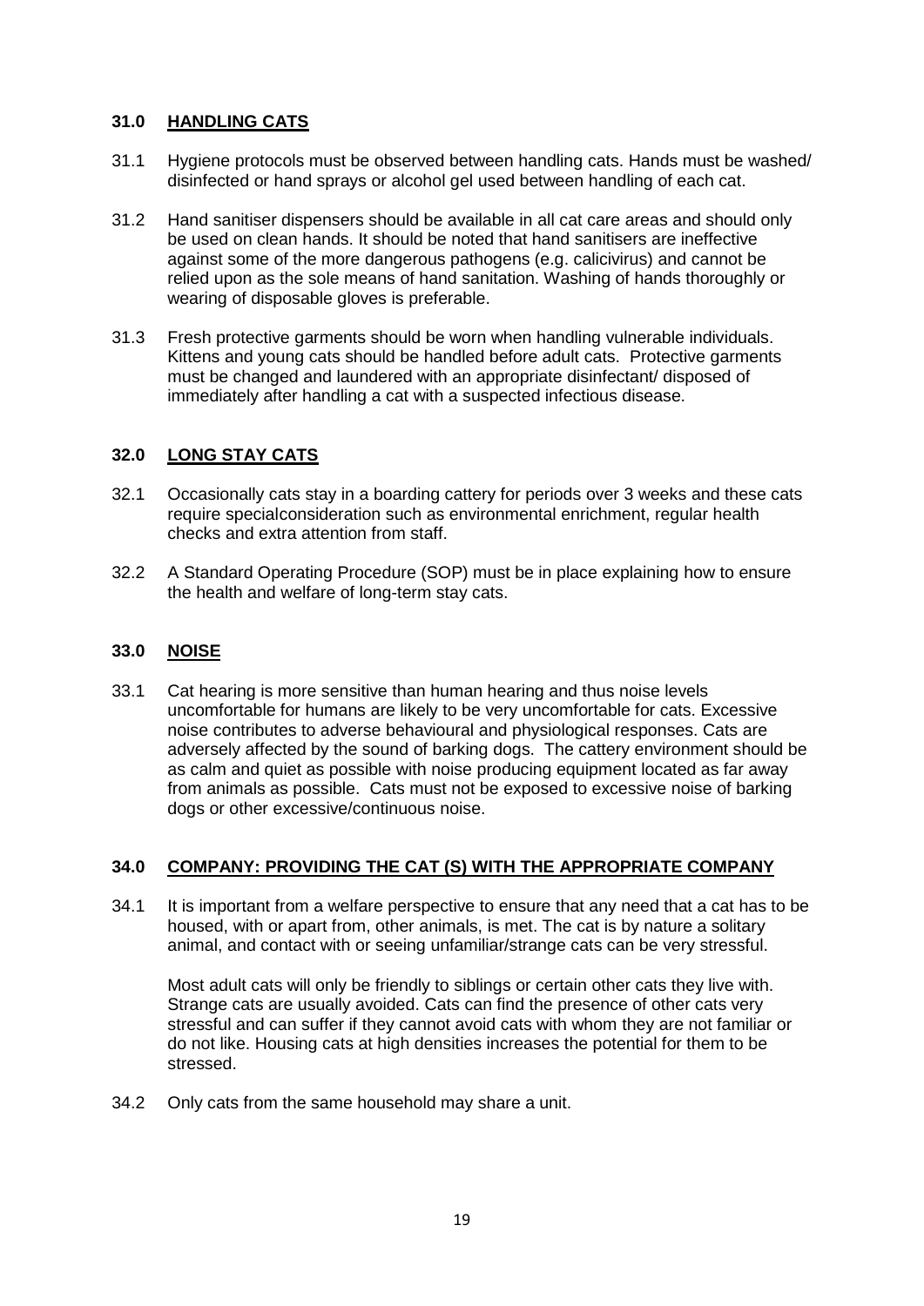## 31.0 HANDLING CATS

31.1 Hygiene protocols must be observed between handling cats. Hands must be washed/ disinfected or hand sprays or alcohol gel used between handling of each cat.

31.2 Hand sanitiser dispensers should be available in all cat care areas and should only be used on clean hands. It should be noted that hand sanitisers are ineffective against some of the more dangerous pathogens (e.g. calicivirus) and cannot be relied upon as the sole means of hand sanitation. Washing of hands thoroughly or wearing of disposable gloves is preferable.

31.3 Fresh protective garments should be worn when handling vulnerable individuals. Kittens and young cats should be handled before adult cats. Protective garments must be changed and laundered with an appropriate disinfectant/ disposed of immediately after handling a cat with a suspected infectious disease.

## 32.0 LONG STAY CATS

32.1 Occasionally cats stay in a boarding cattery for periods over 3 weeks and these cats require specialconsideration such as environmental enrichment, regular health checks and extra attention from staff.

32.2 A Standard Operating Procedure (SOP) must be in place explaining how to ensure the health and welfare of long-term stay cats.

## 33.0 NOISE

33.1 Cat hearing is more sensitive than human hearing and thus noise levels uncomfortable for humans are likely to be very uncomfortable for cats. Excessive noise contributes to adverse behavioural and physiological responses. Cats are adversely affected by the sound of barking dogs. The cattery environment should be as calm and quiet as possible with noise producing equipment located as far away from animals as possible. Cats must not be exposed to excessive noise of barking dogs or other excessive/continuous noise.

## 34.0 COMPANY: PROVIDING THE CAT (S) WITH THE APPROPRIATE COMPANY

34.1 It is important from a welfare perspective to ensure that any need that a cat has to be housed, with or apart from, other animals, is met. The cat is by nature a solitary animal, and contact with or seeing unfamiliar/strange cats can be very stressful.

Most adult cats will only be friendly to siblings or certain other cats they live with. Strange cats are usually avoided. Cats can find the presence of other cats very stressful and can suffer if they cannot avoid cats with whom they are not familiar or do not like. Housing cats at high densities increases the potential for them to be stressed.

34.2 Only cats from the same household may share a unit.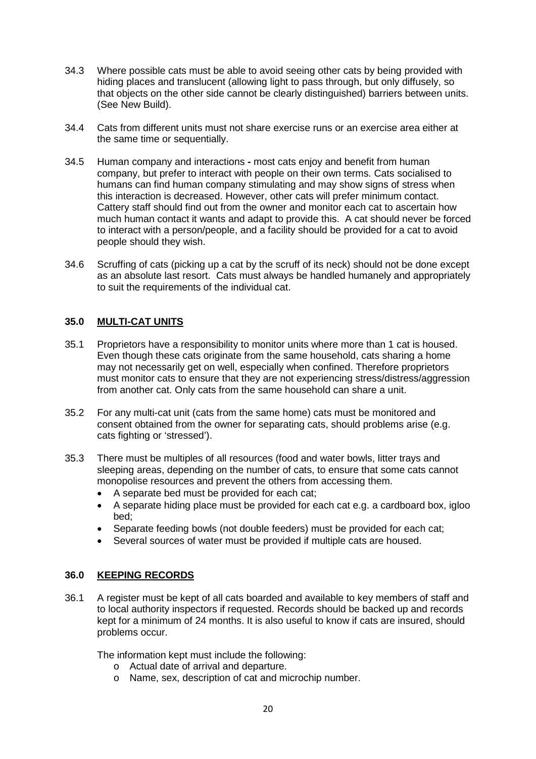34.3 Where possible cats must be able to avoid seeing other cats by being provided with hiding places and translucent (allowing light to pass through, but only diffusely, so that objects on the other side cannot be clearly distinguished) barriers between units. (See New Build).

34.4 Cats from different units must not share exercise runs or an exercise area either at the same time or sequentially.

34.5 Human company and interactions **-** most cats enjoy and benefit from human company, but prefer to interact with people on their own terms. Cats socialised to humans can find human company stimulating and may show signs of stress when this interaction is decreased. However, other cats will prefer minimum contact. Cattery staff should find out from the owner and monitor each cat to ascertain how much human contact it wants and adapt to provide this. A cat should never be forced to interact with a person/people, and a facility should be provided for a cat to avoid people should they wish.

34.6 Scruffing of cats (picking up a cat by the scruff of its neck) should not be done except as an absolute last resort. Cats must always be handled humanely and appropriately to suit the requirements of the individual cat.

## 35.0 MULTI-CAT UNITS

35.1 Proprietors have a responsibility to monitor units where more than 1 cat is housed. Even though these cats originate from the same household, cats sharing a home may not necessarily get on well, especially when confined. Therefore proprietors must monitor cats to ensure that they are not experiencing stress/distress/aggression from another cat. Only cats from the same household can share a unit.

35.2 For any multi-cat unit (cats from the same home) cats must be monitored and consent obtained from the owner for separating cats, should problems arise (e.g. cats fighting or 'stressed').

35.3 There must be multiples of all resources (food and water bowls, litter trays and sleeping areas, depending on the number of cats, to ensure that some cats cannot monopolise resources and prevent the others from accessing them.

- A separate bed must be provided for each cat;
- A separate hiding place must be provided for each cat e.g. a cardboard box, igloo bed;
- Separate feeding bowls (not double feeders) must be provided for each cat;
- Several sources of water must be provided if multiple cats are housed.

## 36.0 KEEPING RECORDS

36.1 A register must be kept of all cats boarded and available to key members of staff and to local authority inspectors if requested. Records should be backed up and records kept for a minimum of 24 months. It is also useful to know if cats are insured, should problems occur.

The information kept must include the following:

- Actual date of arrival and departure.
- Name, sex, description of cat and microchip number.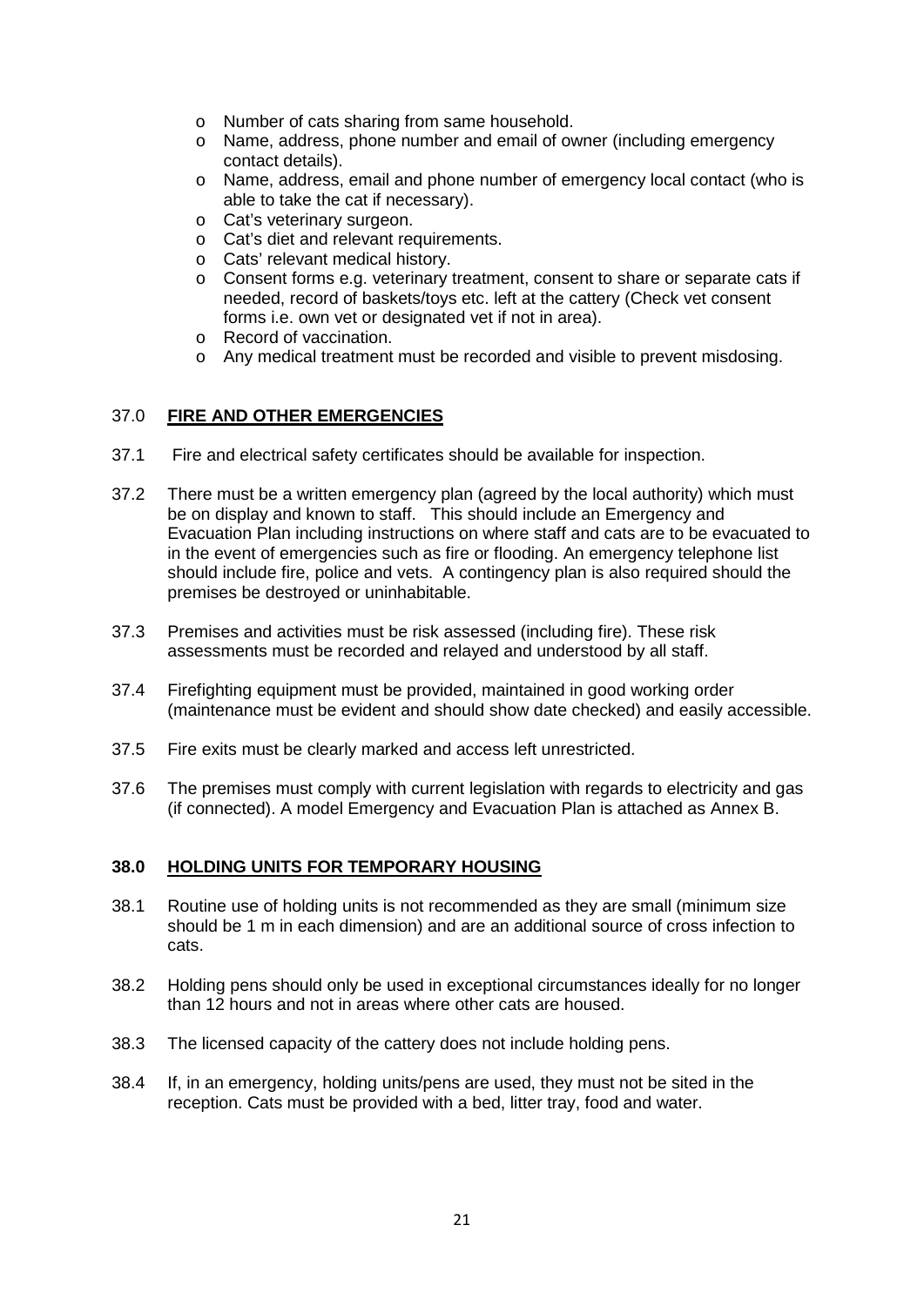- Number of cats sharing from same household.
- Name, address, phone number and email of owner (including emergency contact details).
- Name, address, email and phone number of emergency local contact (who is able to take the cat if necessary).
- Cat's veterinary surgeon.
- Cat's diet and relevant requirements.
- Cats' relevant medical history.
- Consent forms e.g. veterinary treatment, consent to share or separate cats if needed, record of baskets/toys etc. left at the cattery (Check vet consent forms i.e. own vet or designated vet if not in area).
- Record of vaccination.
- Any medical treatment must be recorded and visible to prevent misdosing.

## 37.0 FIRE AND OTHER EMERGENCIES

37.1 Fire and electrical safety certificates should be available for inspection.

37.2 There must be a written emergency plan (agreed by the local authority) which must be on display and known to staff. This should include an Emergency and Evacuation Plan including instructions on where staff and cats are to be evacuated to in the event of emergencies such as fire or flooding. An emergency telephone list should include fire, police and vets. A contingency plan is also required should the premises be destroyed or uninhabitable.

37.3 Premises and activities must be risk assessed (including fire). These risk assessments must be recorded and relayed and understood by all staff.

37.4 Firefighting equipment must be provided, maintained in good working order (maintenance must be evident and should show date checked) and easily accessible.

37.5 Fire exits must be clearly marked and access left unrestricted.

37.6 The premises must comply with current legislation with regards to electricity and gas (if connected). A model Emergency and Evacuation Plan is attached as Annex B.

## 38.0 HOLDING UNITS FOR TEMPORARY HOUSING

38.1 Routine use of holding units is not recommended as they are small (minimum size should be 1 m in each dimension) and are an additional source of cross infection to cats.

38.2 Holding pens should only be used in exceptional circumstances ideally for no longer than 12 hours and not in areas where other cats are housed.

38.3 The licensed capacity of the cattery does not include holding pens.

38.4 If, in an emergency, holding units/pens are used, they must not be sited in the reception. Cats must be provided with a bed, litter tray, food and water.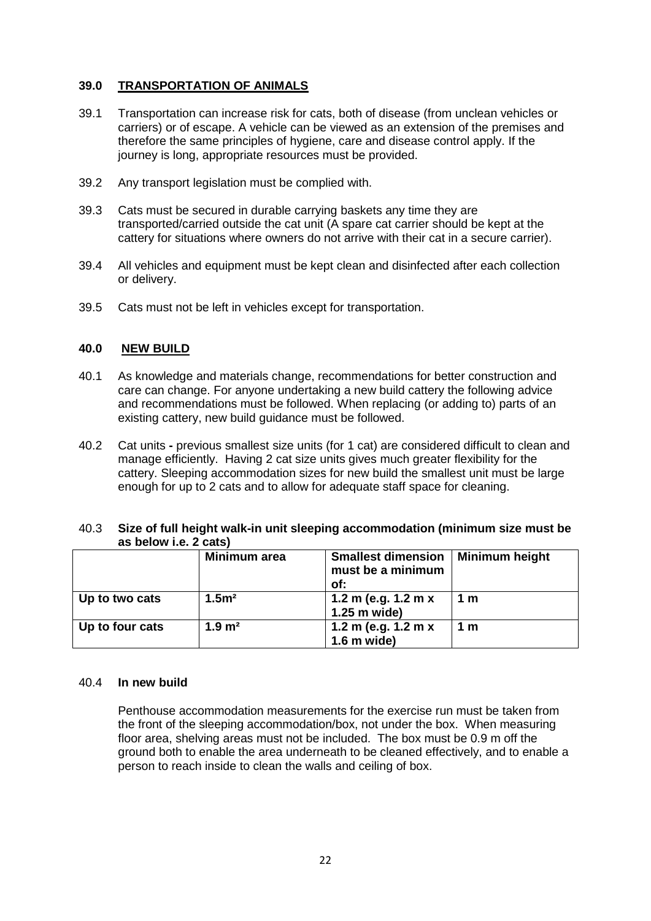## 39.0 TRANSPORTATION OF ANIMALS

39.1 Transportation can increase risk for cats, both of disease (from unclean vehicles or carriers) or of escape. A vehicle can be viewed as an extension of the premises and therefore the same principles of hygiene, care and disease control apply. If the journey is long, appropriate resources must be provided.

39.2 Any transport legislation must be complied with.

39.3 Cats must be secured in durable carrying baskets any time they are transported/carried outside the cat unit (A spare cat carrier should be kept at the cattery for situations where owners do not arrive with their cat in a secure carrier).

39.4 All vehicles and equipment must be kept clean and disinfected after each collection or delivery.

39.5 Cats must not be left in vehicles except for transportation.

## 40.0 NEW BUILD

40.1 As knowledge and materials change, recommendations for better construction and care can change. For anyone undertaking a new build cattery the following advice and recommendations must be followed. When replacing (or adding to) parts of an existing cattery, new build guidance must be followed.

40.2 Cat units **-** previous smallest size units (for 1 cat) are considered difficult to clean and manage efficiently. Having 2 cat size units gives much greater flexibility for the cattery. Sleeping accommodation sizes for new build the smallest unit must be large enough for up to 2 cats and to allow for adequate staff space for cleaning.

40.3 **Size of full height walk-in unit sleeping accommodation (minimum size must be as below i.e. 2 cats)**

| | **Minimum area** | **Smallest dimension must be a minimum of:** | **Minimum height** |
|---|---|---|---|
| **Up to two cats** | **1.5m²** | **1.2 m (e.g. 1.2 m x 1.25 m wide)** | **1 m** |
| **Up to four cats** | **1.9 m²** | **1.2 m (e.g. 1.2 m x 1.6 m wide)** | **1 m** |

40.4 **In new build**

Penthouse accommodation measurements for the exercise run must be taken from the front of the sleeping accommodation/box, not under the box. When measuring floor area, shelving areas must not be included. The box must be 0.9 m off the ground both to enable the area underneath to be cleaned effectively, and to enable a person to reach inside to clean the walls and ceiling of box.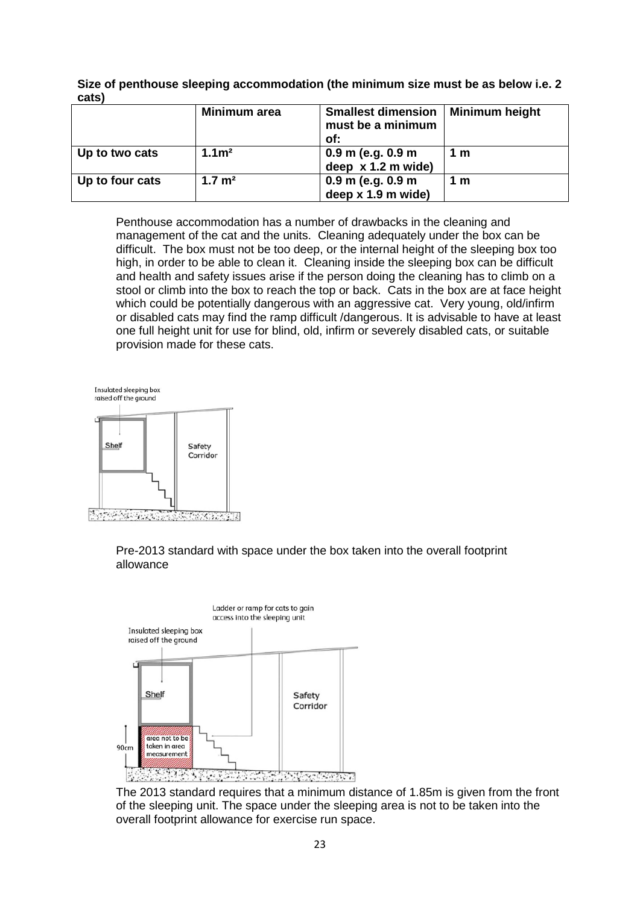**Size of penthouse sleeping accommodation (the minimum size must be as below i.e. 2 cats)**

| | Minimum area | Smallest dimension must be a minimum of: | Minimum height |
|---|---|---|---|
| **Up to two cats** | **1.1m²** | **0.9 m (e.g. 0.9 m deep x 1.2 m wide)** | **1 m** |
| **Up to four cats** | **1.7 m²** | **0.9 m (e.g. 0.9 m deep x 1.9 m wide)** | **1 m** |

Penthouse accommodation has a number of drawbacks in the cleaning and management of the cat and the units. Cleaning adequately under the box can be difficult. The box must not be too deep, or the internal height of the sleeping box too high, in order to be able to clean it. Cleaning inside the sleeping box can be difficult and health and safety issues arise if the person doing the cleaning has to climb on a stool or climb into the box to reach the top or back. Cats in the box are at face height which could be potentially dangerous with an aggressive cat. Very young, old/infirm or disabled cats may find the ramp difficult /dangerous. It is advisable to have at least one full height unit for use for blind, old, infirm or severely disabled cats, or suitable provision made for these cats.

Insulated sleeping box raised off the ground

Shelf

Safety Corridor

Pre-2013 standard with space under the box taken into the overall footprint allowance

Ladder or ramp for cats to gain access into the sleeping unit

Insulated sleeping box raised off the ground

Shelf

Safety Corridor

90cm

area not to be taken in area measurement

The 2013 standard requires that a minimum distance of 1.85m is given from the front of the sleeping unit. The space under the sleeping area is not to be taken into the overall footprint allowance for exercise run space.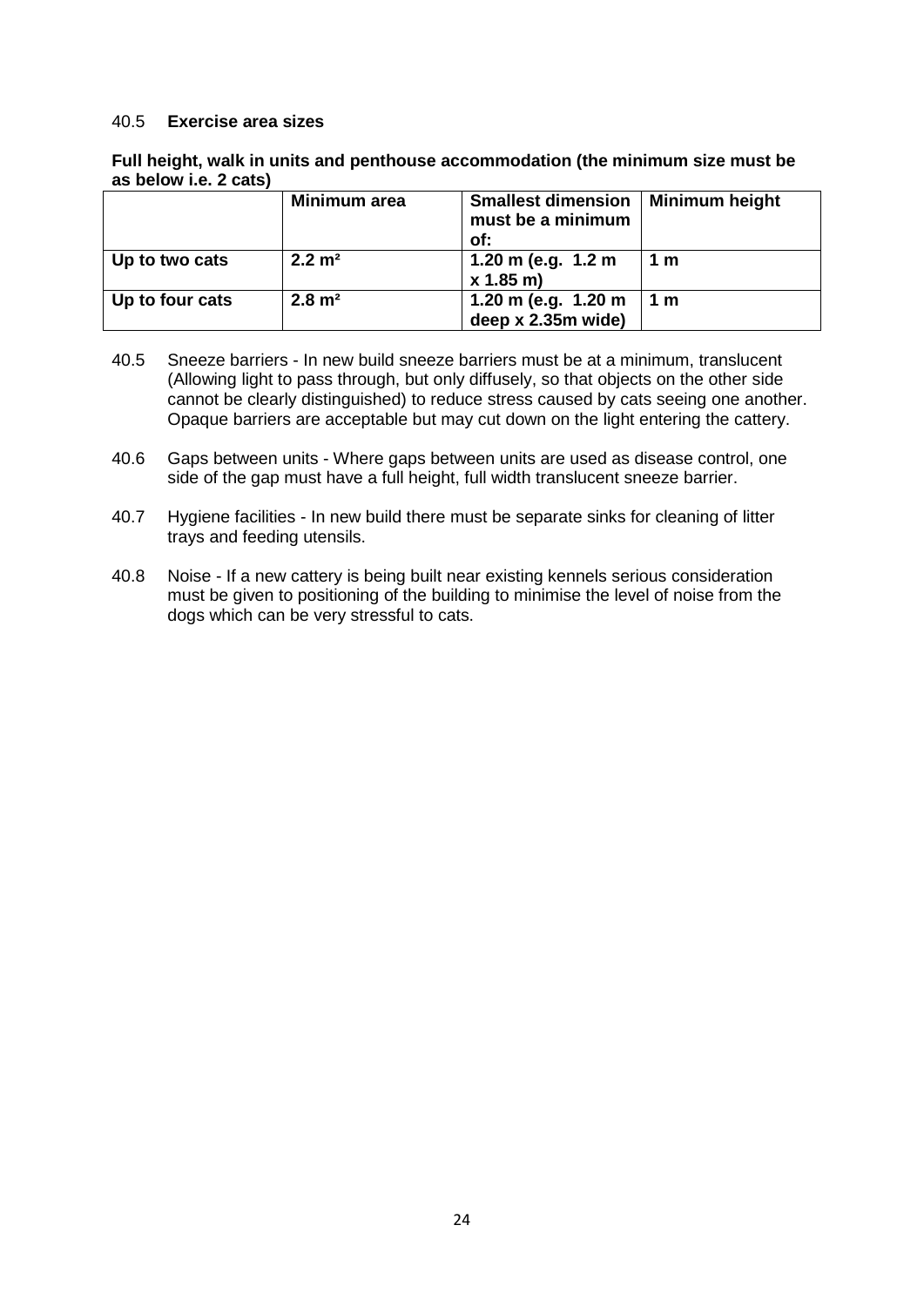40.5 **Exercise area sizes**

**Full height, walk in units and penthouse accommodation (the minimum size must be as below i.e. 2 cats)**

| | **Minimum area** | **Smallest dimension must be a minimum of:** | **Minimum height** |
|---|---|---|---|
| **Up to two cats** | **2.2 m²** | **1.20 m (e.g. 1.2 m x 1.85 m)** | **1 m** |
| **Up to four cats** | **2.8 m²** | **1.20 m (e.g. 1.20 m deep x 2.35m wide)** | **1 m** |

40.5 Sneeze barriers - In new build sneeze barriers must be at a minimum, translucent (Allowing light to pass through, but only diffusely, so that objects on the other side cannot be clearly distinguished) to reduce stress caused by cats seeing one another. Opaque barriers are acceptable but may cut down on the light entering the cattery.

40.6 Gaps between units - Where gaps between units are used as disease control, one side of the gap must have a full height, full width translucent sneeze barrier.

40.7 Hygiene facilities - In new build there must be separate sinks for cleaning of litter trays and feeding utensils.

40.8 Noise - If a new cattery is being built near existing kennels serious consideration must be given to positioning of the building to minimise the level of noise from the dogs which can be very stressful to cats.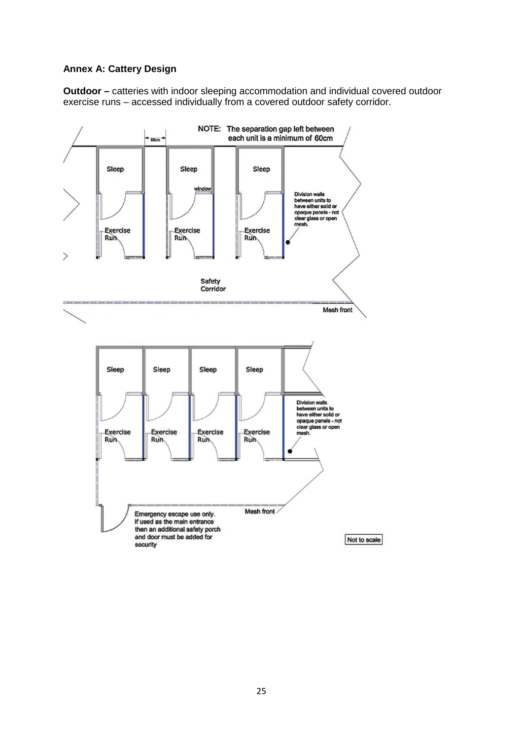**Annex A: Cattery Design**

**Outdoor –** catteries with indoor sleeping accommodation and individual covered outdoor exercise runs – accessed individually from a covered outdoor safety corridor.

NOTE: The separation gap left between each unit is a minimum of 60cm

60cm

Sleep

Sleep

Sleep

window

Division walls between units to have either solid or opaque panels - not clear glass or open mesh.

Exercise Run

Exercise Run

Exercise Run

Safety Corridor

Mesh front

Sleep

Sleep

Sleep

Sleep

Division walls between units to have either solid or opaque panels - not clear glass or open mesh.

Exercise Run

Exercise Run

Exercise Run

Exercise Run

Mesh front

Emergency escape use only. If used as the main entrance then an additional safety porch and door must be added for security

Not to scale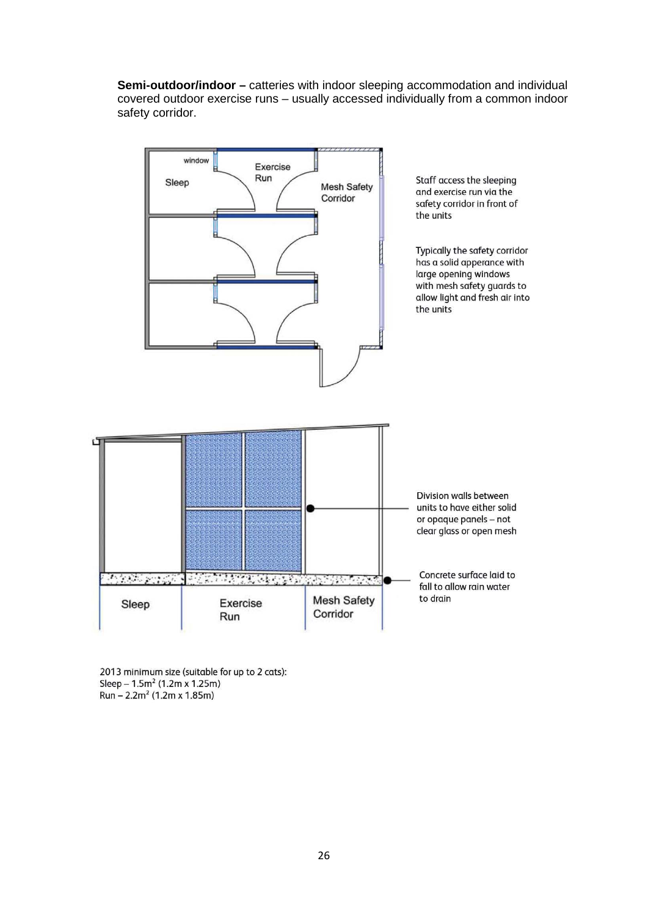**Semi-outdoor/indoor –** catteries with indoor sleeping accommodation and individual covered outdoor exercise runs – usually accessed individually from a common indoor safety corridor.

window

Sleep

Exercise Run

Mesh Safety Corridor

Staff access the sleeping and exercise run via the safety corridor in front of the units

Typically the safety corridor has a solid apperance with large opening windows with mesh safety guards to allow light and fresh air into the units

Division walls between units to have either solid or opaque panels – not clear glass or open mesh

Concrete surface laid to fall to allow rain water to drain

Sleep

Exercise Run

Mesh Safety Corridor

2013 minimum size (suitable for up to 2 cats):
Sleep – 1.5m² (1.2m x 1.25m)
Run – 2.2m² (1.2m x 1.85m)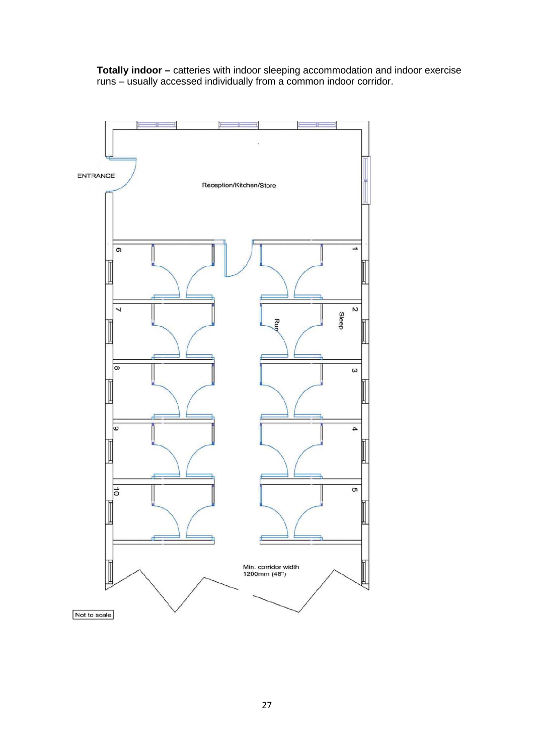**Totally indoor –** catteries with indoor sleeping accommodation and indoor exercise runs – usually accessed individually from a common indoor corridor.

ENTRANCE

Reception/Kitchen/Store

1 2 3 4 5 6 7 8 9 10

Sleep

Run

Min. corridor width 1200mm (48")

Not to scale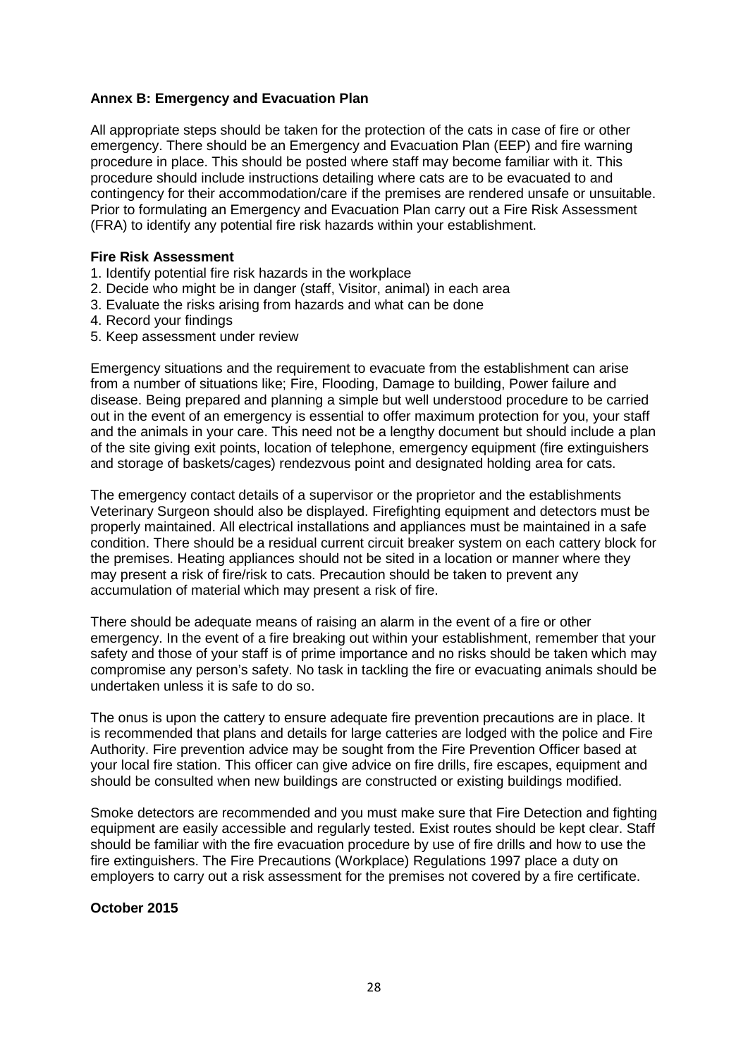**Annex B: Emergency and Evacuation Plan**

All appropriate steps should be taken for the protection of the cats in case of fire or other emergency. There should be an Emergency and Evacuation Plan (EEP) and fire warning procedure in place. This should be posted where staff may become familiar with it. This procedure should include instructions detailing where cats are to be evacuated to and contingency for their accommodation/care if the premises are rendered unsafe or unsuitable. Prior to formulating an Emergency and Evacuation Plan carry out a Fire Risk Assessment (FRA) to identify any potential fire risk hazards within your establishment.

**Fire Risk Assessment**

1. Identify potential fire risk hazards in the workplace
2. Decide who might be in danger (staff, Visitor, animal) in each area
3. Evaluate the risks arising from hazards and what can be done
4. Record your findings
5. Keep assessment under review

Emergency situations and the requirement to evacuate from the establishment can arise from a number of situations like; Fire, Flooding, Damage to building, Power failure and disease. Being prepared and planning a simple but well understood procedure to be carried out in the event of an emergency is essential to offer maximum protection for you, your staff and the animals in your care. This need not be a lengthy document but should include a plan of the site giving exit points, location of telephone, emergency equipment (fire extinguishers and storage of baskets/cages) rendezvous point and designated holding area for cats.

The emergency contact details of a supervisor or the proprietor and the establishments Veterinary Surgeon should also be displayed. Firefighting equipment and detectors must be properly maintained. All electrical installations and appliances must be maintained in a safe condition. There should be a residual current circuit breaker system on each cattery block for the premises. Heating appliances should not be sited in a location or manner where they may present a risk of fire/risk to cats. Precaution should be taken to prevent any accumulation of material which may present a risk of fire.

There should be adequate means of raising an alarm in the event of a fire or other emergency. In the event of a fire breaking out within your establishment, remember that your safety and those of your staff is of prime importance and no risks should be taken which may compromise any person's safety. No task in tackling the fire or evacuating animals should be undertaken unless it is safe to do so.

The onus is upon the cattery to ensure adequate fire prevention precautions are in place. It is recommended that plans and details for large catteries are lodged with the police and Fire Authority. Fire prevention advice may be sought from the Fire Prevention Officer based at your local fire station. This officer can give advice on fire drills, fire escapes, equipment and should be consulted when new buildings are constructed or existing buildings modified.

Smoke detectors are recommended and you must make sure that Fire Detection and fighting equipment are easily accessible and regularly tested. Exist routes should be kept clear. Staff should be familiar with the fire evacuation procedure by use of fire drills and how to use the fire extinguishers. The Fire Precautions (Workplace) Regulations 1997 place a duty on employers to carry out a risk assessment for the premises not covered by a fire certificate.

**October 2015**